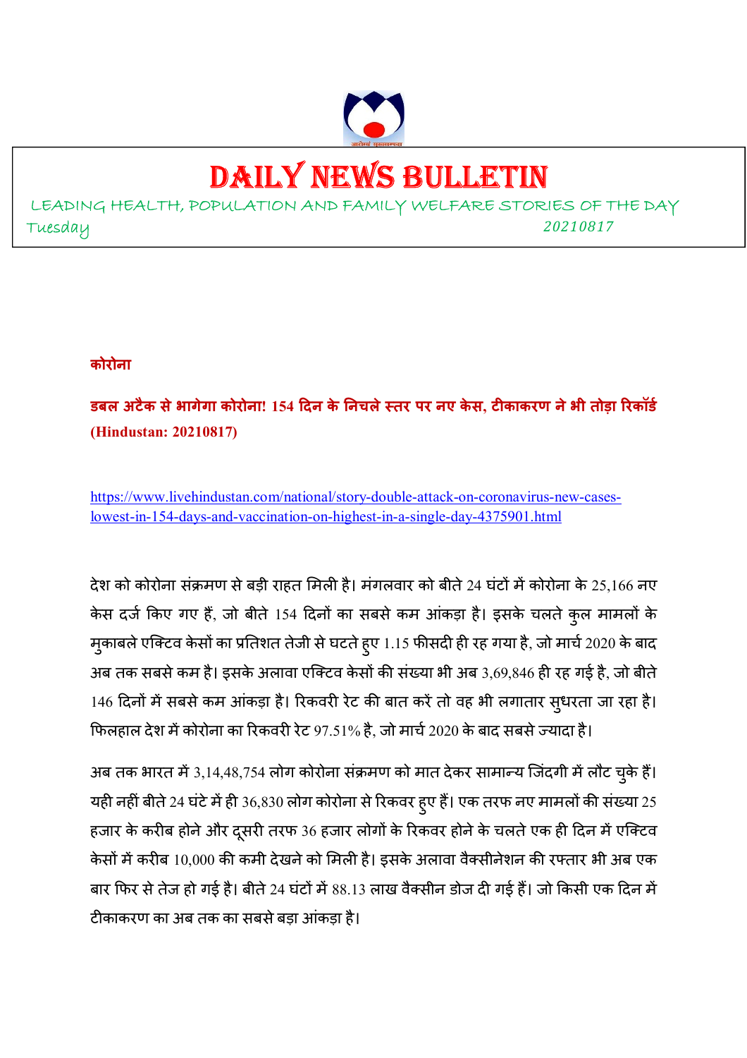# DAILY NEWS BULLETIN

LEADING HEALTH, POPULATION AND FAMILY WELFARE STORIES OF THE DAY

Tuesday 20210817

**कोरोना**

**डबल अटैक से भागेगा कोरोना! 154 दिन के निचले स्तर पर नए केस, टीकाकरण ने भी तोड़ा रिकॉर्ड (Hindustan: 20210817)**

https://www.livehindustan.com/national/story-double-attack-on-coronavirus-new-cases-lowest-in-154-days-and-vaccination-on-highest-in-a-single-day-4375901.html

देश को कोरोना संक्रमण से बड़ी राहत मिली है। मंगलवार को बीते 24 घंटों में कोरोना के 25,166 नए केस दर्ज किए गए हैं, जो बीते 154 दिनों का सबसे कम आंकड़ा है। इसके चलते कुल मामलों के मुकाबले एक्टिव केसों का प्रतिशत तेजी से घटते हुए 1.15 फीसदी ही रह गया है, जो मार्च 2020 के बाद अब तक सबसे कम है। इसके अलावा एक्टिव केसों की संख्या भी अब 3,69,846 ही रह गई है, जो बीते 146 दिनों में सबसे कम आंकड़ा है। रिकवरी रेट की बात करें तो वह भी लगातार सुधरता जा रहा है। फिलहाल देश में कोरोना का रिकवरी रेट 97.51% है, जो मार्च 2020 के बाद सबसे ज्यादा है।

अब तक भारत में 3,14,48,754 लोग कोरोना संक्रमण को मात देकर सामान्य जिंदगी में लौट चुके हैं। यही नहीं बीते 24 घंटे में ही 36,830 लोग कोरोना से रिकवर हुए हैं। एक तरफ नए मामलों की संख्या 25 हजार के करीब होने और दूसरी तरफ 36 हजार लोगों के रिकवर होने के चलते एक ही दिन में एक्टिव केसों में करीब 10,000 की कमी देखने को मिली है। इसके अलावा वैक्सीनेशन की रफ्तार भी अब एक बार फिर से तेज हो गई है। बीते 24 घंटों में 88.13 लाख वैक्सीन डोज दी गई हैं। जो किसी एक दिन में टीकाकरण का अब तक का सबसे बड़ा आंकड़ा है।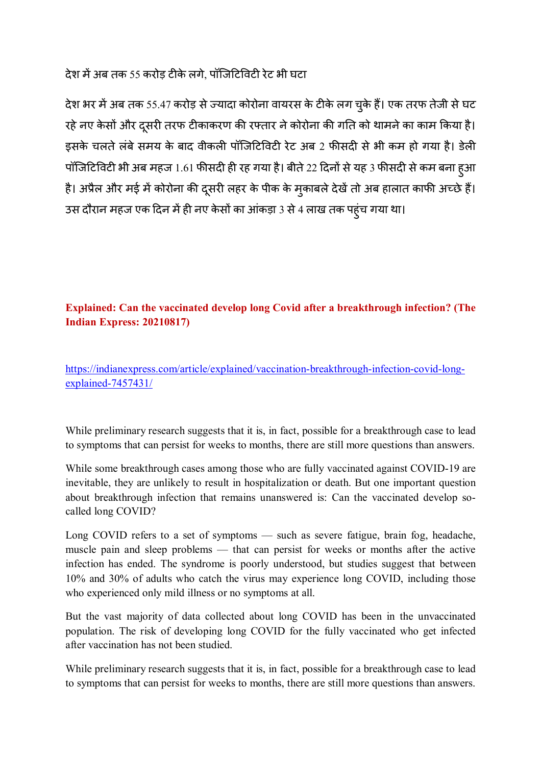देश में अब तक 55 करोड़ टीके लगे, पॉजिटिविटी रेट भी घटा

देश भर में अब तक 55.47 करोड़ से ज्यादा कोरोना वायरस के टीके लग चुके हैं। एक तरफ तेजी से घट रहे नए केसों और दूसरी तरफ टीकाकरण की रफ्तार ने कोरोना की गति को थामने का काम किया है। इसके चलते लंबे समय के बाद वीकली पॉजिटिविटी रेट अब 2 फीसदी से भी कम हो गया है। डेली पॉजिटिविटी भी अब महज 1.61 फीसदी ही रह गया है। बीते 22 दिनों से यह 3 फीसदी से कम बना हुआ है। अप्रैल और मई में कोरोना की दूसरी लहर के पीक के मुकाबले देखें तो अब हालात काफी अच्छे हैं। उस दौरान महज एक दिन में ही नए केसों का आंकड़ा 3 से 4 लाख तक पहुंच गया था।

**Explained: Can the vaccinated develop long Covid after a breakthrough infection? (The Indian Express: 20210817)**

https://indianexpress.com/article/explained/vaccination-breakthrough-infection-covid-long-explained-7457431/

While preliminary research suggests that it is, in fact, possible for a breakthrough case to lead to symptoms that can persist for weeks to months, there are still more questions than answers.

While some breakthrough cases among those who are fully vaccinated against COVID-19 are inevitable, they are unlikely to result in hospitalization or death. But one important question about breakthrough infection that remains unanswered is: Can the vaccinated develop so-called long COVID?

Long COVID refers to a set of symptoms — such as severe fatigue, brain fog, headache, muscle pain and sleep problems — that can persist for weeks or months after the active infection has ended. The syndrome is poorly understood, but studies suggest that between 10% and 30% of adults who catch the virus may experience long COVID, including those who experienced only mild illness or no symptoms at all.

But the vast majority of data collected about long COVID has been in the unvaccinated population. The risk of developing long COVID for the fully vaccinated who get infected after vaccination has not been studied.

While preliminary research suggests that it is, in fact, possible for a breakthrough case to lead to symptoms that can persist for weeks to months, there are still more questions than answers.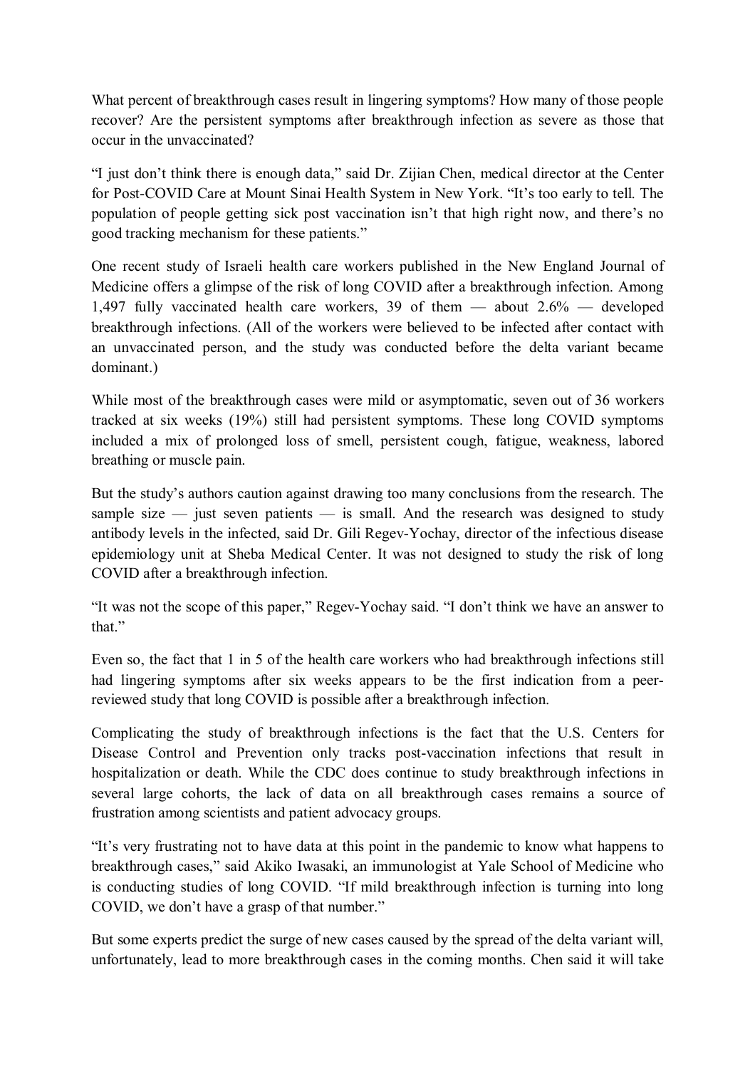What percent of breakthrough cases result in lingering symptoms? How many of those people recover? Are the persistent symptoms after breakthrough infection as severe as those that occur in the unvaccinated?

"I just don't think there is enough data," said Dr. Zijian Chen, medical director at the Center for Post-COVID Care at Mount Sinai Health System in New York. "It's too early to tell. The population of people getting sick post vaccination isn't that high right now, and there's no good tracking mechanism for these patients."

One recent study of Israeli health care workers published in the New England Journal of Medicine offers a glimpse of the risk of long COVID after a breakthrough infection. Among 1,497 fully vaccinated health care workers, 39 of them — about 2.6% — developed breakthrough infections. (All of the workers were believed to be infected after contact with an unvaccinated person, and the study was conducted before the delta variant became dominant.)

While most of the breakthrough cases were mild or asymptomatic, seven out of 36 workers tracked at six weeks (19%) still had persistent symptoms. These long COVID symptoms included a mix of prolonged loss of smell, persistent cough, fatigue, weakness, labored breathing or muscle pain.

But the study's authors caution against drawing too many conclusions from the research. The sample size — just seven patients — is small. And the research was designed to study antibody levels in the infected, said Dr. Gili Regev-Yochay, director of the infectious disease epidemiology unit at Sheba Medical Center. It was not designed to study the risk of long COVID after a breakthrough infection.

"It was not the scope of this paper," Regev-Yochay said. "I don't think we have an answer to that."

Even so, the fact that 1 in 5 of the health care workers who had breakthrough infections still had lingering symptoms after six weeks appears to be the first indication from a peer-reviewed study that long COVID is possible after a breakthrough infection.

Complicating the study of breakthrough infections is the fact that the U.S. Centers for Disease Control and Prevention only tracks post-vaccination infections that result in hospitalization or death. While the CDC does continue to study breakthrough infections in several large cohorts, the lack of data on all breakthrough cases remains a source of frustration among scientists and patient advocacy groups.

"It's very frustrating not to have data at this point in the pandemic to know what happens to breakthrough cases," said Akiko Iwasaki, an immunologist at Yale School of Medicine who is conducting studies of long COVID. "If mild breakthrough infection is turning into long COVID, we don't have a grasp of that number."

But some experts predict the surge of new cases caused by the spread of the delta variant will, unfortunately, lead to more breakthrough cases in the coming months. Chen said it will take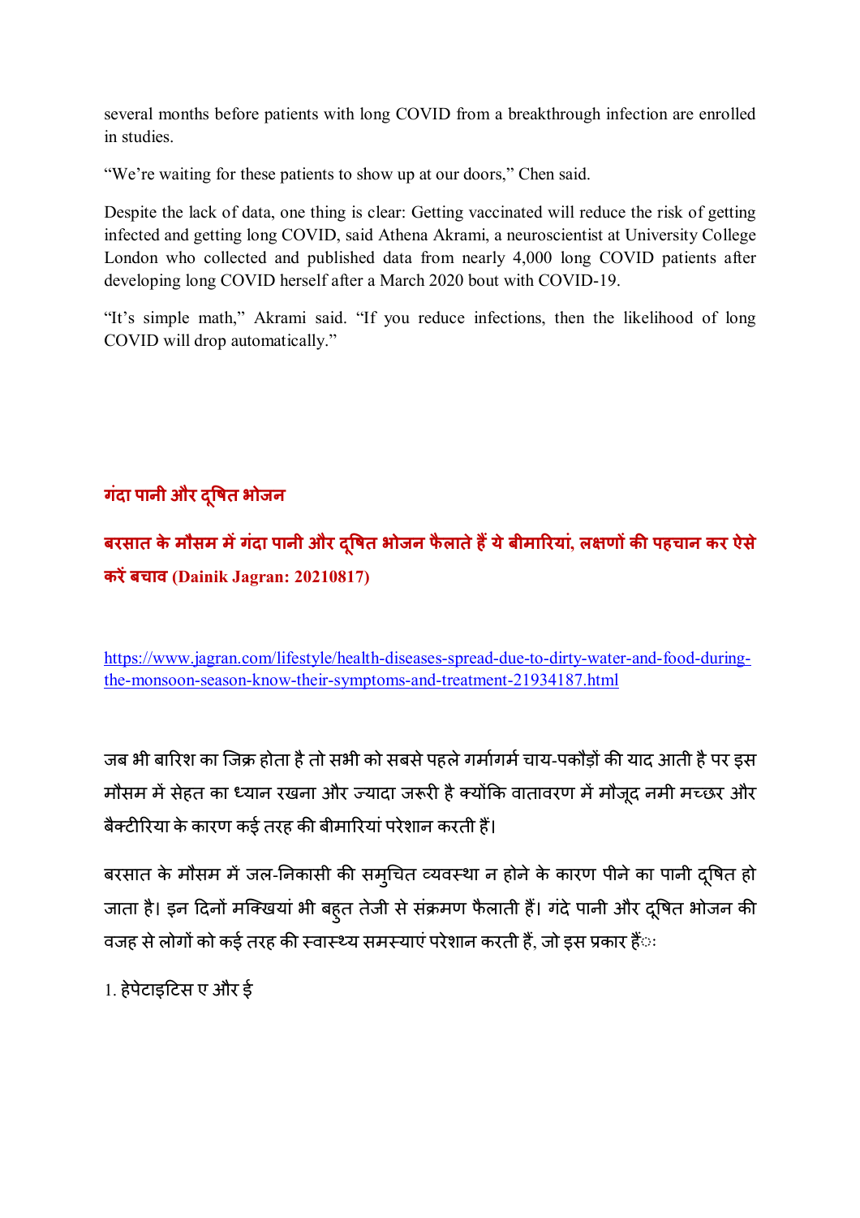several months before patients with long COVID from a breakthrough infection are enrolled in studies.

“We’re waiting for these patients to show up at our doors,” Chen said.

Despite the lack of data, one thing is clear: Getting vaccinated will reduce the risk of getting infected and getting long COVID, said Athena Akrami, a neuroscientist at University College London who collected and published data from nearly 4,000 long COVID patients after developing long COVID herself after a March 2020 bout with COVID-19.

“It’s simple math,” Akrami said. “If you reduce infections, then the likelihood of long COVID will drop automatically.”

## गंदा पानी और दूषित भोजन

### बरसात के मौसम में गंदा पानी और दूषित भोजन फैलाते हैं ये बीमारियां, लक्षणों की पहचान कर ऐसे करें बचाव (Dainik Jagran: 20210817)

https://www.jagran.com/lifestyle/health-diseases-spread-due-to-dirty-water-and-food-during-the-monsoon-season-know-their-symptoms-and-treatment-21934187.html

जब भी बारिश का जिक्र होता है तो सभी को सबसे पहले गर्मागर्म चाय-पकौड़ों की याद आती है पर इस मौसम में सेहत का ध्यान रखना और ज्यादा जरूरी है क्योंकि वातावरण में मौजूद नमी मच्छर और बैक्टीरिया के कारण कई तरह की बीमारियां परेशान करती हैं।

बरसात के मौसम में जल-निकासी की समुचित व्यवस्था न होने के कारण पीने का पानी दूषित हो जाता है। इन दिनों मक्खियां भी बहुत तेजी से संक्रमण फैलाती हैं। गंदे पानी और दूषित भोजन की वजह से लोगों को कई तरह की स्वास्थ्य समस्याएं परेशान करती हैं, जो इस प्रकार हैंः

1. हेपेटाइटिस ए और ई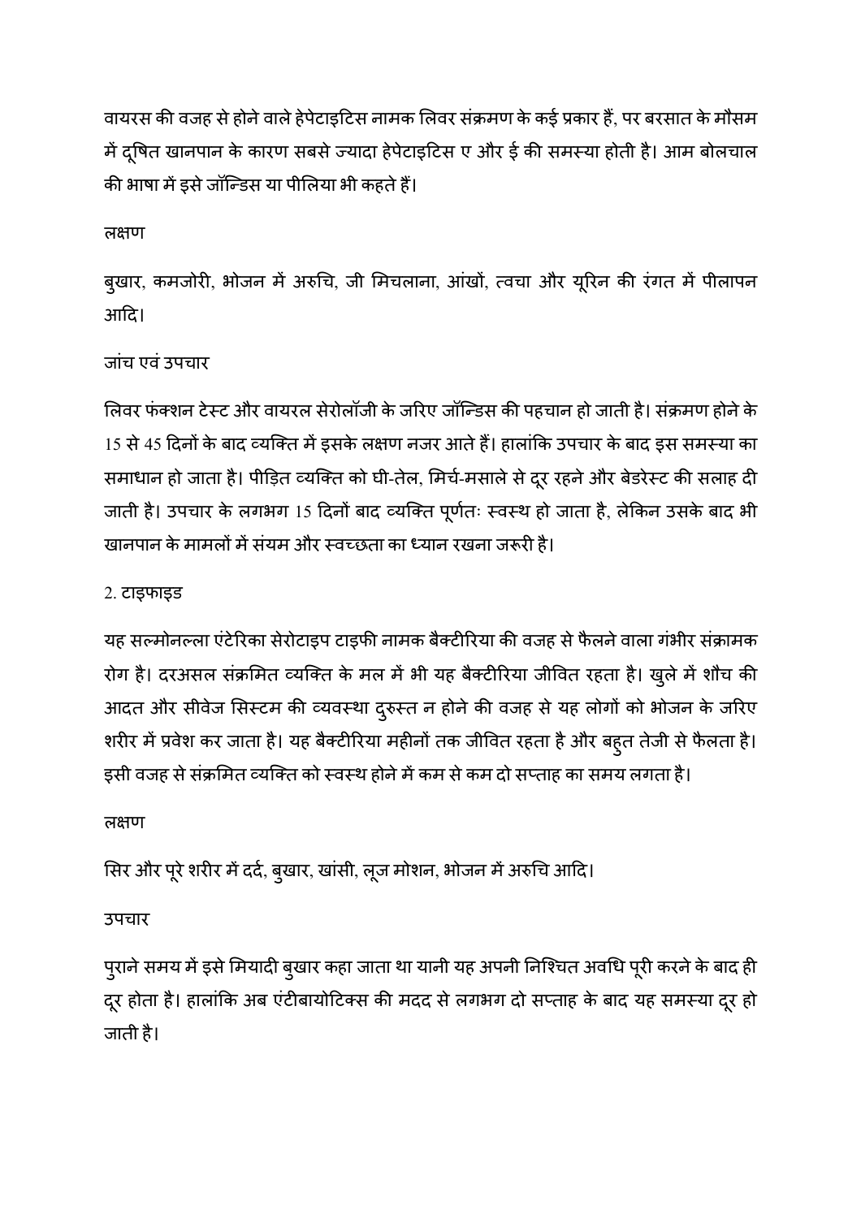वायरस की वजह से होने वाले हेपेटाइटिस नामक लिवर संक्रमण के कई प्रकार हैं, पर बरसात के मौसम में दूषित खानपान के कारण सबसे ज्यादा हेपेटाइटिस ए और ई की समस्या होती है। आम बोलचाल की भाषा में इसे जॉन्डिस या पीलिया भी कहते हैं।

### लक्षण

बुखार, कमजोरी, भोजन में अरुचि, जी मिचलाना, आंखों, त्वचा और यूरिन की रंगत में पीलापन आदि।

### जांच एवं उपचार

लिवर फंक्शन टेस्ट और वायरल सेरोलॉजी के जरिए जॉन्डिस की पहचान हो जाती है। संक्रमण होने के 15 से 45 दिनों के बाद व्यक्ति में इसके लक्षण नजर आते हैं। हालांकि उपचार के बाद इस समस्या का समाधान हो जाता है। पीड़ित व्यक्ति को घी-तेल, मिर्च-मसाले से दूर रहने और बेडरेस्ट की सलाह दी जाती है। उपचार के लगभग 15 दिनों बाद व्यक्ति पूर्णतः स्वस्थ हो जाता है, लेकिन उसके बाद भी खानपान के मामलों में संयम और स्वच्छता का ध्यान रखना जरूरी है।

## 2. टाइफाइड

यह सल्मोनल्ला एंटेरिका सेरोटाइप टाइफी नामक बैक्टीरिया की वजह से फैलने वाला गंभीर संक्रामक रोग है। दरअसल संक्रमित व्यक्ति के मल में भी यह बैक्टीरिया जीवित रहता है। खुले में शौच की आदत और सीवेज सिस्टम की व्यवस्था दुरुस्त न होने की वजह से यह लोगों को भोजन के जरिए शरीर में प्रवेश कर जाता है। यह बैक्टीरिया महीनों तक जीवित रहता है और बहुत तेजी से फैलता है। इसी वजह से संक्रमित व्यक्ति को स्वस्थ होने में कम से कम दो सप्ताह का समय लगता है।

### लक्षण

सिर और पूरे शरीर में दर्द, बुखार, खांसी, लूज मोशन, भोजन में अरुचि आदि।

### उपचार

पुराने समय में इसे मियादी बुखार कहा जाता था यानी यह अपनी निश्चित अवधि पूरी करने के बाद ही दूर होता है। हालांकि अब एंटीबायोटिक्स की मदद से लगभग दो सप्ताह के बाद यह समस्या दूर हो जाती है।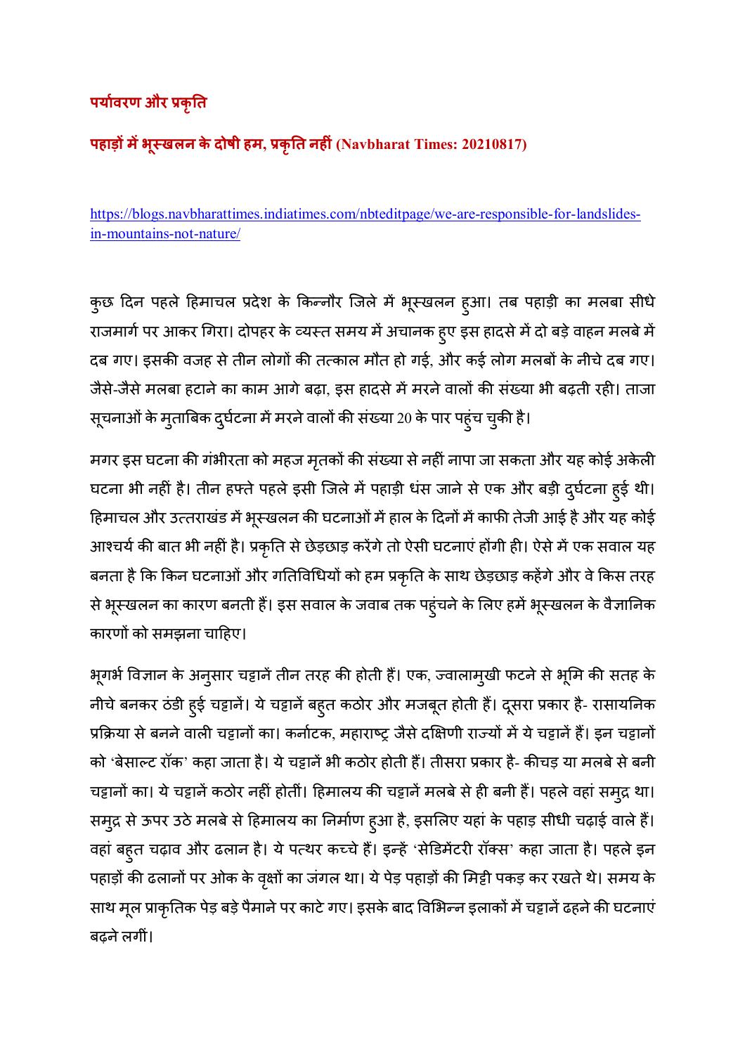## पर्यावरण और प्रकृति

### पहाड़ों में भूस्खलन के दोषी हम, प्रकृति नहीं (Navbharat Times: 20210817)

https://blogs.navbharattimes.indiatimes.com/nbteditpage/we-are-responsible-for-landslides-in-mountains-not-nature/

कुछ दिन पहले हिमाचल प्रदेश के किन्नौर जिले में भूस्खलन हुआ। तब पहाड़ी का मलबा सीधे राजमार्ग पर आकर गिरा। दोपहर के व्यस्त समय में अचानक हुए इस हादसे में दो बड़े वाहन मलबे में दब गए। इसकी वजह से तीन लोगों की तत्काल मौत हो गई, और कई लोग मलबों के नीचे दब गए। जैसे-जैसे मलबा हटाने का काम आगे बढ़ा, इस हादसे में मरने वालों की संख्या भी बढ़ती रही। ताजा सूचनाओं के मुताबिक दुर्घटना में मरने वालों की संख्या 20 के पार पहुंच चुकी है।

मगर इस घटना की गंभीरता को महज मृतकों की संख्या से नहीं नापा जा सकता और यह कोई अकेली घटना भी नहीं है। तीन हफ्ते पहले इसी जिले में पहाड़ी धंस जाने से एक और बड़ी दुर्घटना हुई थी। हिमाचल और उत्तराखंड में भूस्खलन की घटनाओं में हाल के दिनों में काफी तेजी आई है और यह कोई आश्चर्य की बात भी नहीं है। प्रकृति से छेड़छाड़ करेंगे तो ऐसी घटनाएं होंगी ही। ऐसे में एक सवाल यह बनता है कि किन घटनाओं और गतिविधियों को हम प्रकृति के साथ छेड़छाड़ कहेंगे और वे किस तरह से भूस्खलन का कारण बनती हैं। इस सवाल के जवाब तक पहुंचने के लिए हमें भूस्खलन के वैज्ञानिक कारणों को समझना चाहिए।

भूगर्भ विज्ञान के अनुसार चट्टानें तीन तरह की होती हैं। एक, ज्वालामुखी फटने से भूमि की सतह के नीचे बनकर ठंडी हुई चट्टानें। ये चट्टानें बहुत कठोर और मजबूत होती हैं। दूसरा प्रकार है- रासायनिक प्रक्रिया से बनने वाली चट्टानों का। कर्नाटक, महाराष्ट्र जैसे दक्षिणी राज्यों में ये चट्टानें हैं। इन चट्टानों को 'बेसाल्ट रॉक' कहा जाता है। ये चट्टानें भी कठोर होती हैं। तीसरा प्रकार है- कीचड़ या मलबे से बनी चट्टानों का। ये चट्टानें कठोर नहीं होतीं। हिमालय की चट्टानें मलबे से ही बनी हैं। पहले वहां समुद्र था। समुद्र से ऊपर उठे मलबे से हिमालय का निर्माण हुआ है, इसलिए यहां के पहाड़ सीधी चढ़ाई वाले हैं। वहां बहुत चढ़ाव और ढलान है। ये पत्थर कच्चे हैं। इन्हें 'सेडिमेंटरी रॉक्स' कहा जाता है। पहले इन पहाड़ों की ढलानों पर ओक के वृक्षों का जंगल था। ये पेड़ पहाड़ों की मिट्टी पकड़ कर रखते थे। समय के साथ मूल प्राकृतिक पेड़ बड़े पैमाने पर काटे गए। इसके बाद विभिन्न इलाकों में चट्टानें ढहने की घटनाएं बढ़ने लगीं।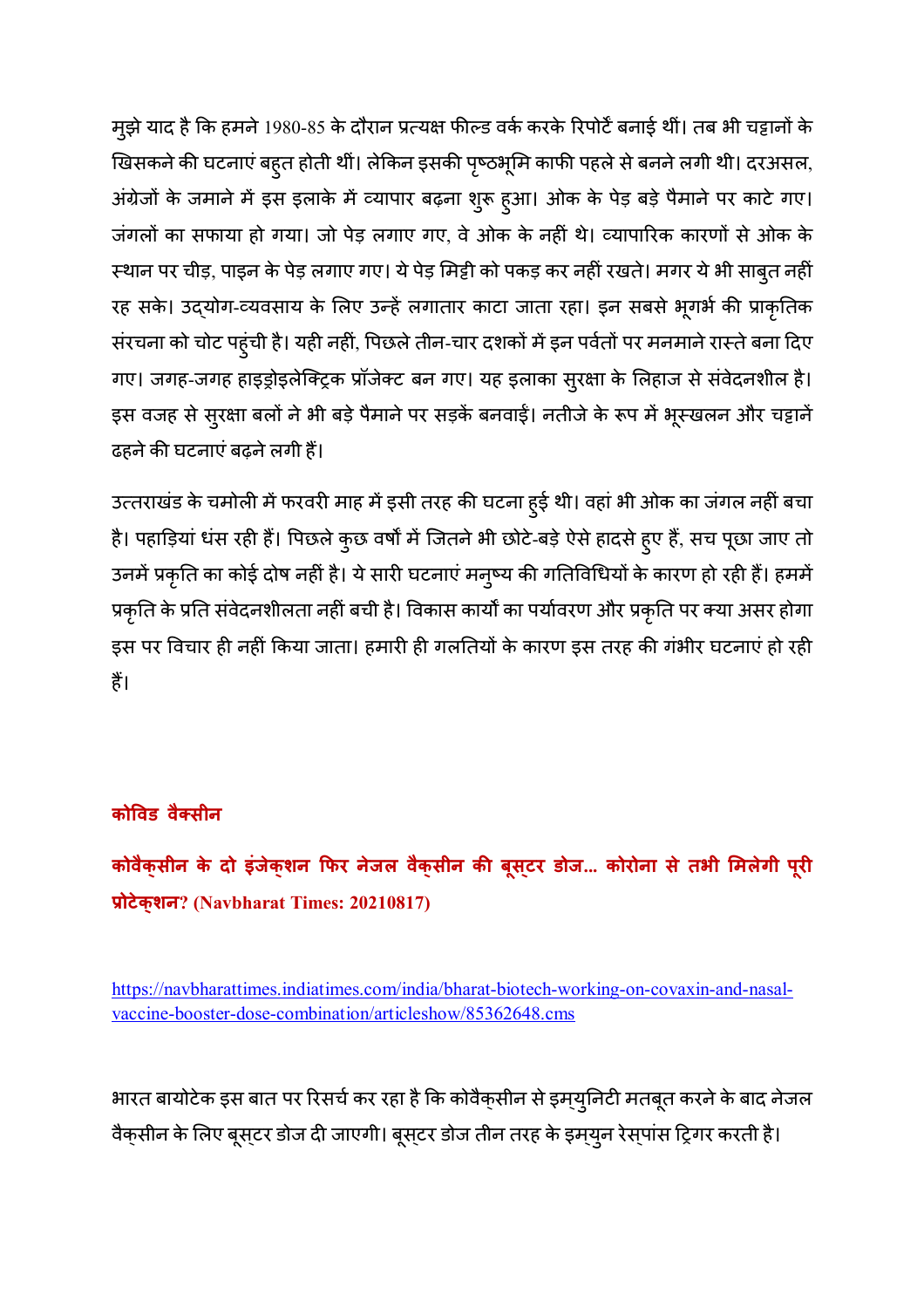मुझे याद है कि हमने 1980-85 के दौरान प्रत्यक्ष फील्ड वर्क करके रिपोर्ट बनाई थीं। तब भी चट्टानों के खिसकने की घटनाएं बहुत होती थीं। लेकिन इसकी पृष्ठभूमि काफी पहले से बनने लगी थी। दरअसल, अंग्रेजों के जमाने में इस इलाके में व्यापार बढ़ना शुरू हुआ। ओक के पेड़ बड़े पैमाने पर काटे गए। जंगलों का सफाया हो गया। जो पेड़ लगाए गए, वे ओक के नहीं थे। व्यापारिक कारणों से ओक के स्थान पर चीड़, पाइन के पेड़ लगाए गए। ये पेड़ मिट्टी को पकड़ कर नहीं रखते। मगर ये भी साबुत नहीं रह सके। उद्योग-व्यवसाय के लिए उन्हें लगातार काटा जाता रहा। इन सबसे भूगर्भ की प्राकृतिक संरचना को चोट पहुंची है। यही नहीं, पिछले तीन-चार दशकों में इन पर्वतों पर मनमाने रास्ते बना दिए गए। जगह-जगह हाइड्रोइलेक्ट्रिक प्रॉजेक्ट बन गए। यह इलाका सुरक्षा के लिहाज से संवेदनशील है। इस वजह से सुरक्षा बलों ने भी बड़े पैमाने पर सड़कें बनवाईं। नतीजे के रूप में भूस्खलन और चट्टानें ढहने की घटनाएं बढ़ने लगी हैं।

उत्तराखंड के चमोली में फरवरी माह में इसी तरह की घटना हुई थी। वहां भी ओक का जंगल नहीं बचा है। पहाड़ियां धंस रही हैं। पिछले कुछ वर्षों में जितने भी छोटे-बड़े ऐसे हादसे हुए हैं, सच पूछा जाए तो उनमें प्रकृति का कोई दोष नहीं है। ये सारी घटनाएं मनुष्य की गतिविधियों के कारण हो रही हैं। हममें प्रकृति के प्रति संवेदनशीलता नहीं बची है। विकास कार्यों का पर्यावरण और प्रकृति पर क्या असर होगा इस पर विचार ही नहीं किया जाता। हमारी ही गलतियों के कारण इस तरह की गंभीर घटनाएं हो रही हैं।

## कोविड वैक्सीन

### कोवैक्सीन के दो इंजेक्शन फिर नेजल वैक्सीन की बूस्टर डोज... कोरोना से तभी मिलेगी पूरी प्रोटेक्शन? (Navbharat Times: 20210817)

https://navbharattimes.indiatimes.com/india/bharat-biotech-working-on-covaxin-and-nasal-vaccine-booster-dose-combination/articleshow/85362648.cms

भारत बायोटेक इस बात पर रिसर्च कर रहा है कि कोवैक्सीन से इम्युनिटी मतबूत करने के बाद नेजल वैक्सीन के लिए बूस्टर डोज दी जाएगी। बूस्टर डोज तीन तरह के इम्युन रेस्पांस ट्रिगर करती है।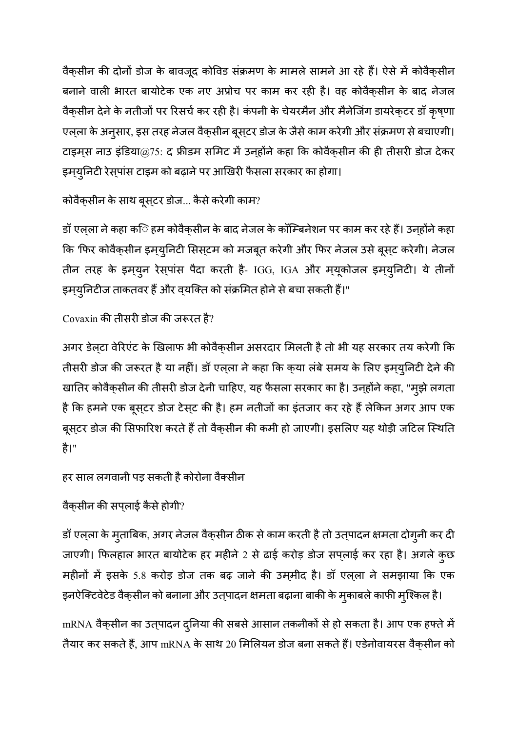वैक्सीन की दोनों डोज के बावजूद कोविड संक्रमण के मामले सामने आ रहे हैं। ऐसे में कोवैक्सीन बनाने वाली भारत बायोटेक एक नए अप्रोच पर काम कर रही है। वह कोवैक्सीन के बाद नेजल वैक्सीन देने के नतीजों पर रिसर्च कर रही है। कंपनी के चेयरमैन और मैनेजिंग डायरेक्टर डॉ कृष्णा एल्ला के अनुसार, इस तरह नेजल वैक्सीन बूस्टर डोज के जैसे काम करेगी और संक्रमण से बचाएगी। टाइम्स नाउ इंडिया@75: द फ्रीडम समिट में उन्होंने कहा कि कोवैक्सीन की ही तीसरी डोज देकर इम्युनिटी रेस्पांस टाइम को बढ़ाने पर आखिरी फैसला सरकार का होगा।

कोवैक्सीन के साथ बूस्टर डोज... कैसे करेगी काम?

डॉ एल्ला ने कहा कि हम कोवैक्सीन के बाद नेजल के कॉम्बिनेशन पर काम कर रहे हैं। उन्होंने कहा कि 'फिर कोवैक्सीन इम्युनिटी सिस्टम को मजबूत करेगी और फिर नेजल उसे बूस्ट करेगी। नेजल तीन तरह के इम्युन रेस्पांस पैदा करती है- IGG, IGA और म्यूकोजल इम्युनिटी। ये तीनों इम्युनिटीज ताकतवर हैं और व्यक्ति को संक्रमित होने से बचा सकती हैं।"

Covaxin की तीसरी डोज की जरूरत है?

अगर डेल्टा वेरिएंट के खिलाफ भी कोवैक्सीन असरदार मिलती है तो भी यह सरकार तय करेगी कि तीसरी डोज की जरूरत है या नहीं। डॉ एल्ला ने कहा कि क्या लंबे समय के लिए इम्युनिटी देने की खातिर कोवैक्सीन की तीसरी डोज देनी चाहिए, यह फैसला सरकार का है। उन्होंने कहा, "मुझे लगता है कि हमने एक बूस्टर डोज टेस्ट की है। हम नतीजों का इंतजार कर रहे हैं लेकिन अगर आप एक बूस्टर डोज की सिफारिश करते हैं तो वैक्सीन की कमी हो जाएगी। इसलिए यह थोड़ी जटिल स्थिति है।"

हर साल लगवानी पड़ सकती है कोरोना वैक्सीन

वैक्सीन की सप्लाई कैसे होगी?

डॉ एल्ला के मुताबिक, अगर नेजल वैक्सीन ठीक से काम करती है तो उत्पादन क्षमता दोगुनी कर दी जाएगी। फिलहाल भारत बायोटेक हर महीने 2 से ढाई करोड़ डोज सप्लाई कर रहा है। अगले कुछ महीनों में इसके 5.8 करोड़ डोज तक बढ़ जाने की उम्मीद है। डॉ एल्ला ने समझाया कि एक इनऐक्टिवेटेड वैक्सीन को बनाना और उत्पादन क्षमता बढ़ाना बाकी के मुकाबले काफी मुश्किल है।

mRNA वैक्सीन का उत्पादन दुनिया की सबसे आसान तकनीकों से हो सकता है। आप एक हफ्ते में तैयार कर सकते हैं, आप mRNA के साथ 20 मिलियन डोज बना सकते हैं। एडेनोवायरस वैक्सीन को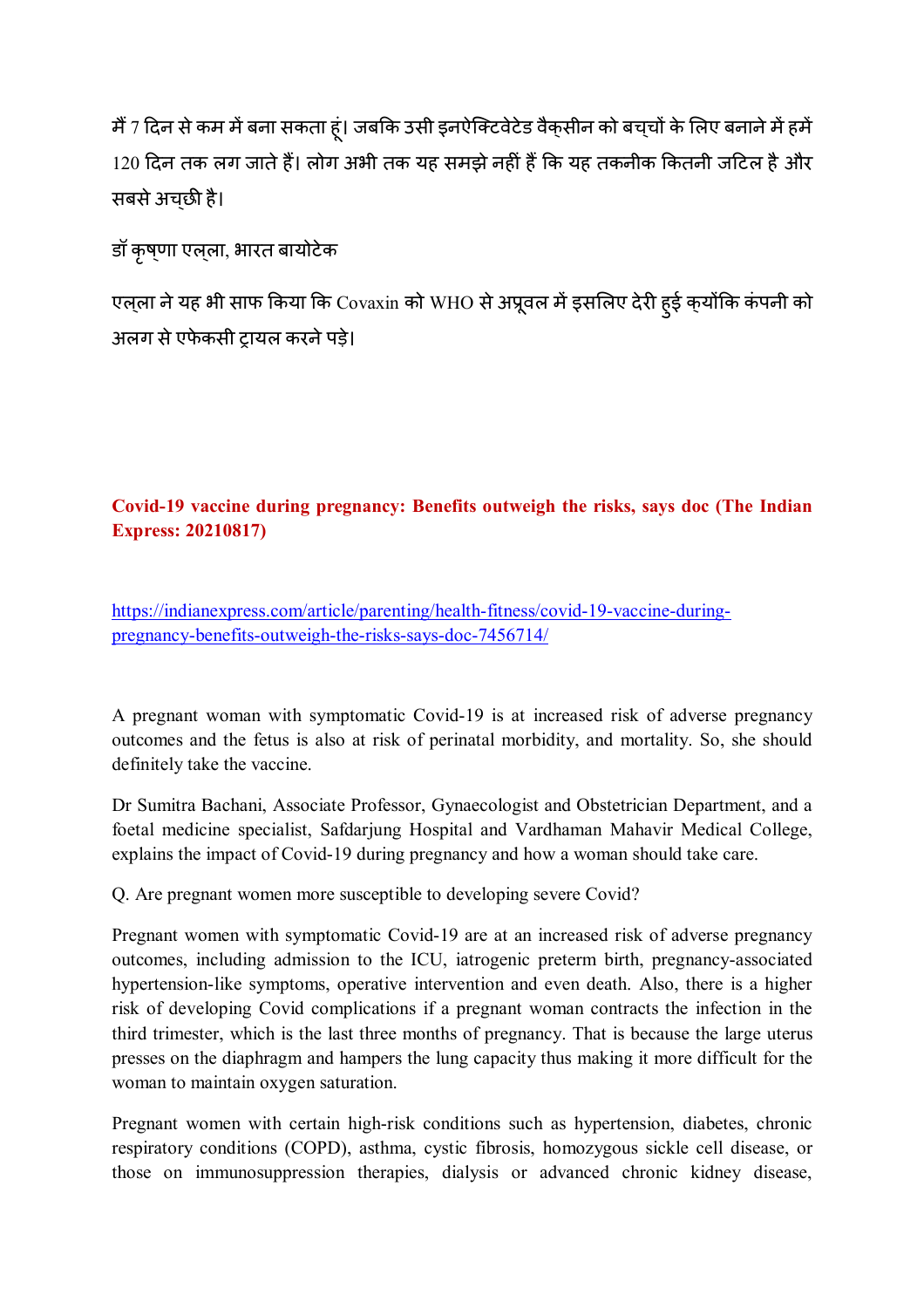मैं 7 दिन से कम में बना सकता हूं। जबकि उसी इनऐक्टिवेटेड वैक्सीन को बच्चों के लिए बनाने में हमें 120 दिन तक लग जाते हैं। लोग अभी तक यह समझे नहीं हैं कि यह तकनीक कितनी जटिल है और सबसे अच्छी है।

डॉ कृष्णा एल्ला, भारत बायोटेक

एल्ला ने यह भी साफ किया कि Covaxin को WHO से अप्रूवल में इसलिए देरी हुई क्योंकि कंपनी को अलग से एफेकसी ट्रायल करने पड़े।

**Covid-19 vaccine during pregnancy: Benefits outweigh the risks, says doc (The Indian Express: 20210817)**

https://indianexpress.com/article/parenting/health-fitness/covid-19-vaccine-during-pregnancy-benefits-outweigh-the-risks-says-doc-7456714/

A pregnant woman with symptomatic Covid-19 is at increased risk of adverse pregnancy outcomes and the fetus is also at risk of perinatal morbidity, and mortality. So, she should definitely take the vaccine.

Dr Sumitra Bachani, Associate Professor, Gynaecologist and Obstetrician Department, and a foetal medicine specialist, Safdarjung Hospital and Vardhaman Mahavir Medical College, explains the impact of Covid-19 during pregnancy and how a woman should take care.

Q. Are pregnant women more susceptible to developing severe Covid?

Pregnant women with symptomatic Covid-19 are at an increased risk of adverse pregnancy outcomes, including admission to the ICU, iatrogenic preterm birth, pregnancy-associated hypertension-like symptoms, operative intervention and even death. Also, there is a higher risk of developing Covid complications if a pregnant woman contracts the infection in the third trimester, which is the last three months of pregnancy. That is because the large uterus presses on the diaphragm and hampers the lung capacity thus making it more difficult for the woman to maintain oxygen saturation.

Pregnant women with certain high-risk conditions such as hypertension, diabetes, chronic respiratory conditions (COPD), asthma, cystic fibrosis, homozygous sickle cell disease, or those on immunosuppression therapies, dialysis or advanced chronic kidney disease,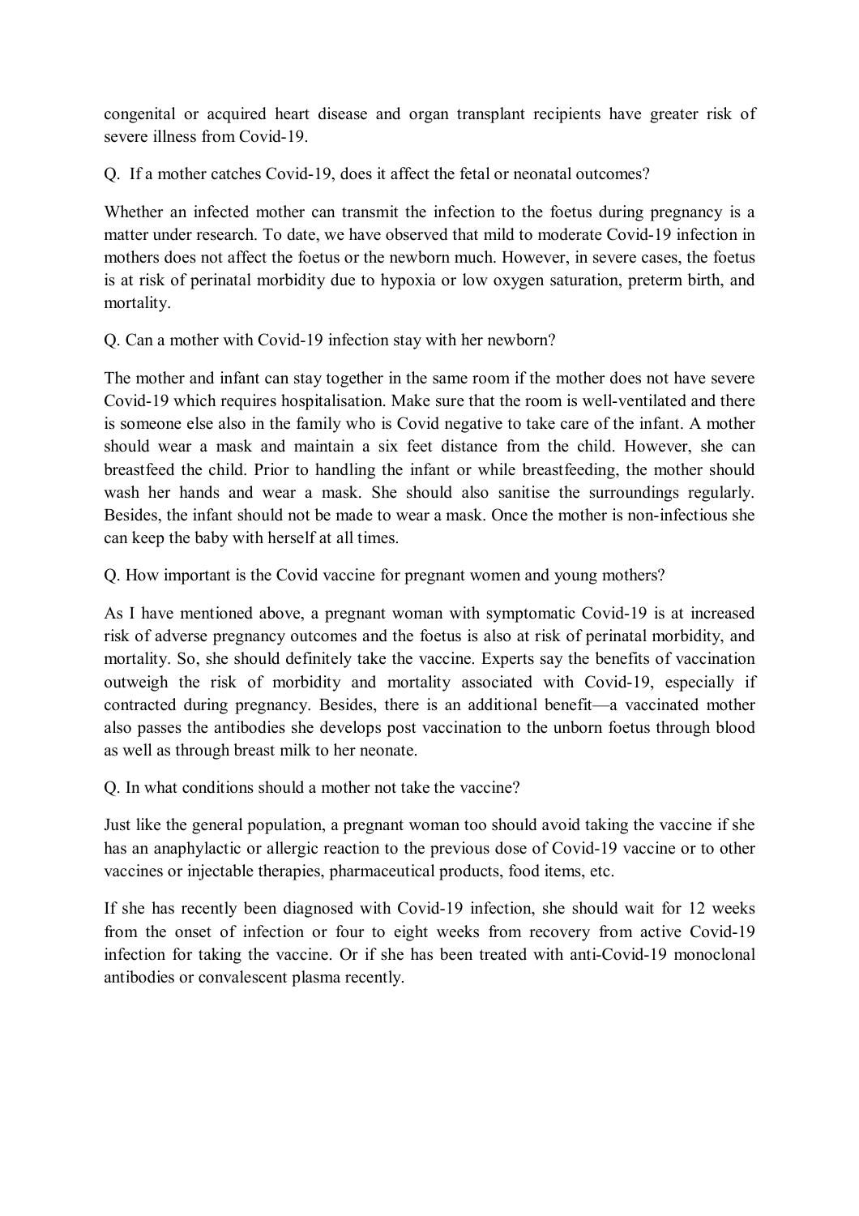congenital or acquired heart disease and organ transplant recipients have greater risk of severe illness from Covid-19.

Q. If a mother catches Covid-19, does it affect the fetal or neonatal outcomes?

Whether an infected mother can transmit the infection to the foetus during pregnancy is a matter under research. To date, we have observed that mild to moderate Covid-19 infection in mothers does not affect the foetus or the newborn much. However, in severe cases, the foetus is at risk of perinatal morbidity due to hypoxia or low oxygen saturation, preterm birth, and mortality.

Q. Can a mother with Covid-19 infection stay with her newborn?

The mother and infant can stay together in the same room if the mother does not have severe Covid-19 which requires hospitalisation. Make sure that the room is well-ventilated and there is someone else also in the family who is Covid negative to take care of the infant. A mother should wear a mask and maintain a six feet distance from the child. However, she can breastfeed the child. Prior to handling the infant or while breastfeeding, the mother should wash her hands and wear a mask. She should also sanitise the surroundings regularly. Besides, the infant should not be made to wear a mask. Once the mother is non-infectious she can keep the baby with herself at all times.

Q. How important is the Covid vaccine for pregnant women and young mothers?

As I have mentioned above, a pregnant woman with symptomatic Covid-19 is at increased risk of adverse pregnancy outcomes and the foetus is also at risk of perinatal morbidity, and mortality. So, she should definitely take the vaccine. Experts say the benefits of vaccination outweigh the risk of morbidity and mortality associated with Covid-19, especially if contracted during pregnancy. Besides, there is an additional benefit—a vaccinated mother also passes the antibodies she develops post vaccination to the unborn foetus through blood as well as through breast milk to her neonate.

Q. In what conditions should a mother not take the vaccine?

Just like the general population, a pregnant woman too should avoid taking the vaccine if she has an anaphylactic or allergic reaction to the previous dose of Covid-19 vaccine or to other vaccines or injectable therapies, pharmaceutical products, food items, etc.

If she has recently been diagnosed with Covid-19 infection, she should wait for 12 weeks from the onset of infection or four to eight weeks from recovery from active Covid-19 infection for taking the vaccine. Or if she has been treated with anti-Covid-19 monoclonal antibodies or convalescent plasma recently.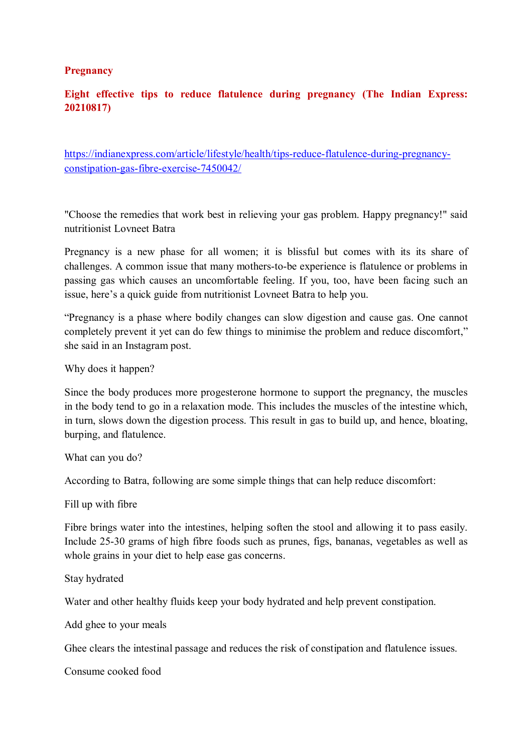**Pregnancy**

**Eight effective tips to reduce flatulence during pregnancy (The Indian Express: 20210817)**

https://indianexpress.com/article/lifestyle/health/tips-reduce-flatulence-during-pregnancy-constipation-gas-fibre-exercise-7450042/

"Choose the remedies that work best in relieving your gas problem. Happy pregnancy!" said nutritionist Lovneet Batra

Pregnancy is a new phase for all women; it is blissful but comes with its its share of challenges. A common issue that many mothers-to-be experience is flatulence or problems in passing gas which causes an uncomfortable feeling. If you, too, have been facing such an issue, here's a quick guide from nutritionist Lovneet Batra to help you.

"Pregnancy is a phase where bodily changes can slow digestion and cause gas. One cannot completely prevent it yet can do few things to minimise the problem and reduce discomfort," she said in an Instagram post.

Why does it happen?

Since the body produces more progesterone hormone to support the pregnancy, the muscles in the body tend to go in a relaxation mode. This includes the muscles of the intestine which, in turn, slows down the digestion process. This result in gas to build up, and hence, bloating, burping, and flatulence.

What can you do?

According to Batra, following are some simple things that can help reduce discomfort:

Fill up with fibre

Fibre brings water into the intestines, helping soften the stool and allowing it to pass easily. Include 25-30 grams of high fibre foods such as prunes, figs, bananas, vegetables as well as whole grains in your diet to help ease gas concerns.

Stay hydrated

Water and other healthy fluids keep your body hydrated and help prevent constipation.

Add ghee to your meals

Ghee clears the intestinal passage and reduces the risk of constipation and flatulence issues.

Consume cooked food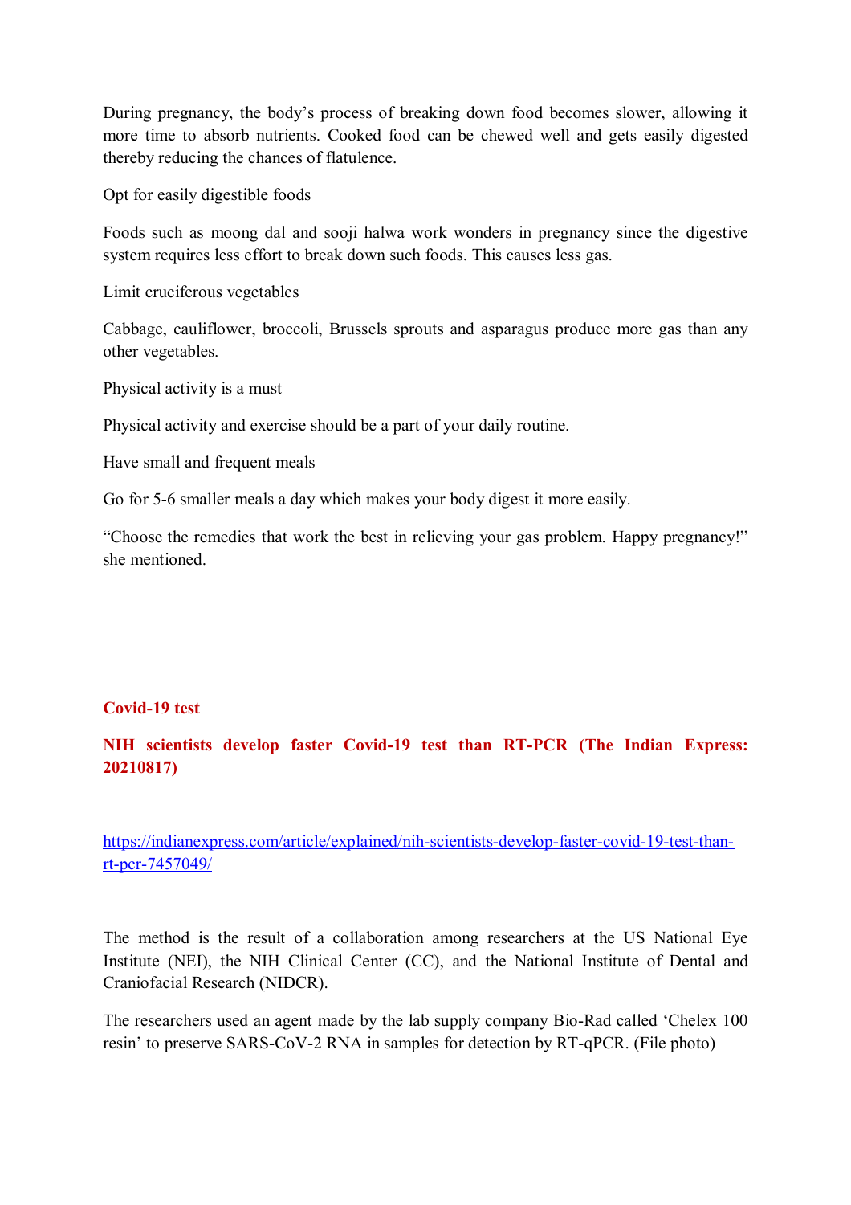During pregnancy, the body's process of breaking down food becomes slower, allowing it more time to absorb nutrients. Cooked food can be chewed well and gets easily digested thereby reducing the chances of flatulence.

Opt for easily digestible foods

Foods such as moong dal and sooji halwa work wonders in pregnancy since the digestive system requires less effort to break down such foods. This causes less gas.

Limit cruciferous vegetables

Cabbage, cauliflower, broccoli, Brussels sprouts and asparagus produce more gas than any other vegetables.

Physical activity is a must

Physical activity and exercise should be a part of your daily routine.

Have small and frequent meals

Go for 5-6 smaller meals a day which makes your body digest it more easily.

"Choose the remedies that work the best in relieving your gas problem. Happy pregnancy!" she mentioned.

## Covid-19 test

## NIH scientists develop faster Covid-19 test than RT-PCR (The Indian Express: 20210817)

https://indianexpress.com/article/explained/nih-scientists-develop-faster-covid-19-test-than-rt-pcr-7457049/

The method is the result of a collaboration among researchers at the US National Eye Institute (NEI), the NIH Clinical Center (CC), and the National Institute of Dental and Craniofacial Research (NIDCR).

The researchers used an agent made by the lab supply company Bio-Rad called 'Chelex 100 resin' to preserve SARS-CoV-2 RNA in samples for detection by RT-qPCR. (File photo)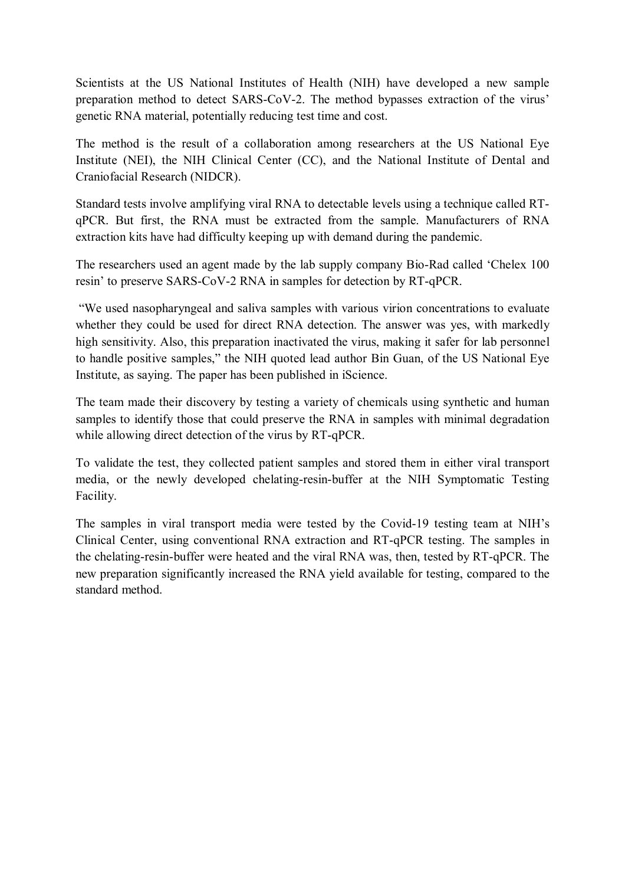Scientists at the US National Institutes of Health (NIH) have developed a new sample preparation method to detect SARS-CoV-2. The method bypasses extraction of the virus' genetic RNA material, potentially reducing test time and cost.

The method is the result of a collaboration among researchers at the US National Eye Institute (NEI), the NIH Clinical Center (CC), and the National Institute of Dental and Craniofacial Research (NIDCR).

Standard tests involve amplifying viral RNA to detectable levels using a technique called RT-qPCR. But first, the RNA must be extracted from the sample. Manufacturers of RNA extraction kits have had difficulty keeping up with demand during the pandemic.

The researchers used an agent made by the lab supply company Bio-Rad called 'Chelex 100 resin' to preserve SARS-CoV-2 RNA in samples for detection by RT-qPCR.

"We used nasopharyngeal and saliva samples with various virion concentrations to evaluate whether they could be used for direct RNA detection. The answer was yes, with markedly high sensitivity. Also, this preparation inactivated the virus, making it safer for lab personnel to handle positive samples," the NIH quoted lead author Bin Guan, of the US National Eye Institute, as saying. The paper has been published in iScience.

The team made their discovery by testing a variety of chemicals using synthetic and human samples to identify those that could preserve the RNA in samples with minimal degradation while allowing direct detection of the virus by RT-qPCR.

To validate the test, they collected patient samples and stored them in either viral transport media, or the newly developed chelating-resin-buffer at the NIH Symptomatic Testing Facility.

The samples in viral transport media were tested by the Covid-19 testing team at NIH's Clinical Center, using conventional RNA extraction and RT-qPCR testing. The samples in the chelating-resin-buffer were heated and the viral RNA was, then, tested by RT-qPCR. The new preparation significantly increased the RNA yield available for testing, compared to the standard method.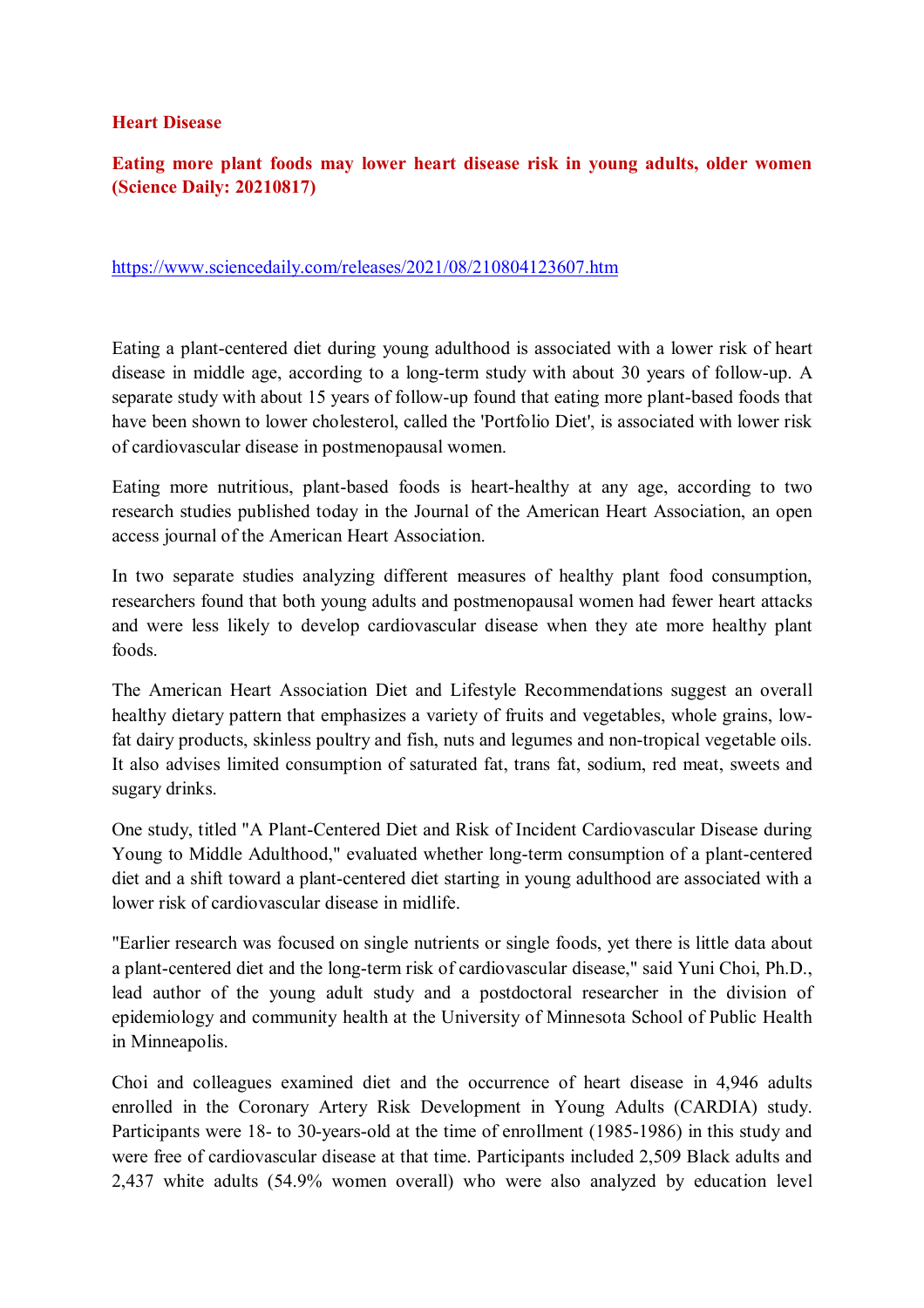**Heart Disease**

**Eating more plant foods may lower heart disease risk in young adults, older women (Science Daily: 20210817)**

https://www.sciencedaily.com/releases/2021/08/210804123607.htm

Eating a plant-centered diet during young adulthood is associated with a lower risk of heart disease in middle age, according to a long-term study with about 30 years of follow-up. A separate study with about 15 years of follow-up found that eating more plant-based foods that have been shown to lower cholesterol, called the 'Portfolio Diet', is associated with lower risk of cardiovascular disease in postmenopausal women.

Eating more nutritious, plant-based foods is heart-healthy at any age, according to two research studies published today in the Journal of the American Heart Association, an open access journal of the American Heart Association.

In two separate studies analyzing different measures of healthy plant food consumption, researchers found that both young adults and postmenopausal women had fewer heart attacks and were less likely to develop cardiovascular disease when they ate more healthy plant foods.

The American Heart Association Diet and Lifestyle Recommendations suggest an overall healthy dietary pattern that emphasizes a variety of fruits and vegetables, whole grains, low-fat dairy products, skinless poultry and fish, nuts and legumes and non-tropical vegetable oils. It also advises limited consumption of saturated fat, trans fat, sodium, red meat, sweets and sugary drinks.

One study, titled "A Plant-Centered Diet and Risk of Incident Cardiovascular Disease during Young to Middle Adulthood," evaluated whether long-term consumption of a plant-centered diet and a shift toward a plant-centered diet starting in young adulthood are associated with a lower risk of cardiovascular disease in midlife.

"Earlier research was focused on single nutrients or single foods, yet there is little data about a plant-centered diet and the long-term risk of cardiovascular disease," said Yuni Choi, Ph.D., lead author of the young adult study and a postdoctoral researcher in the division of epidemiology and community health at the University of Minnesota School of Public Health in Minneapolis.

Choi and colleagues examined diet and the occurrence of heart disease in 4,946 adults enrolled in the Coronary Artery Risk Development in Young Adults (CARDIA) study. Participants were 18- to 30-years-old at the time of enrollment (1985-1986) in this study and were free of cardiovascular disease at that time. Participants included 2,509 Black adults and 2,437 white adults (54.9% women overall) who were also analyzed by education level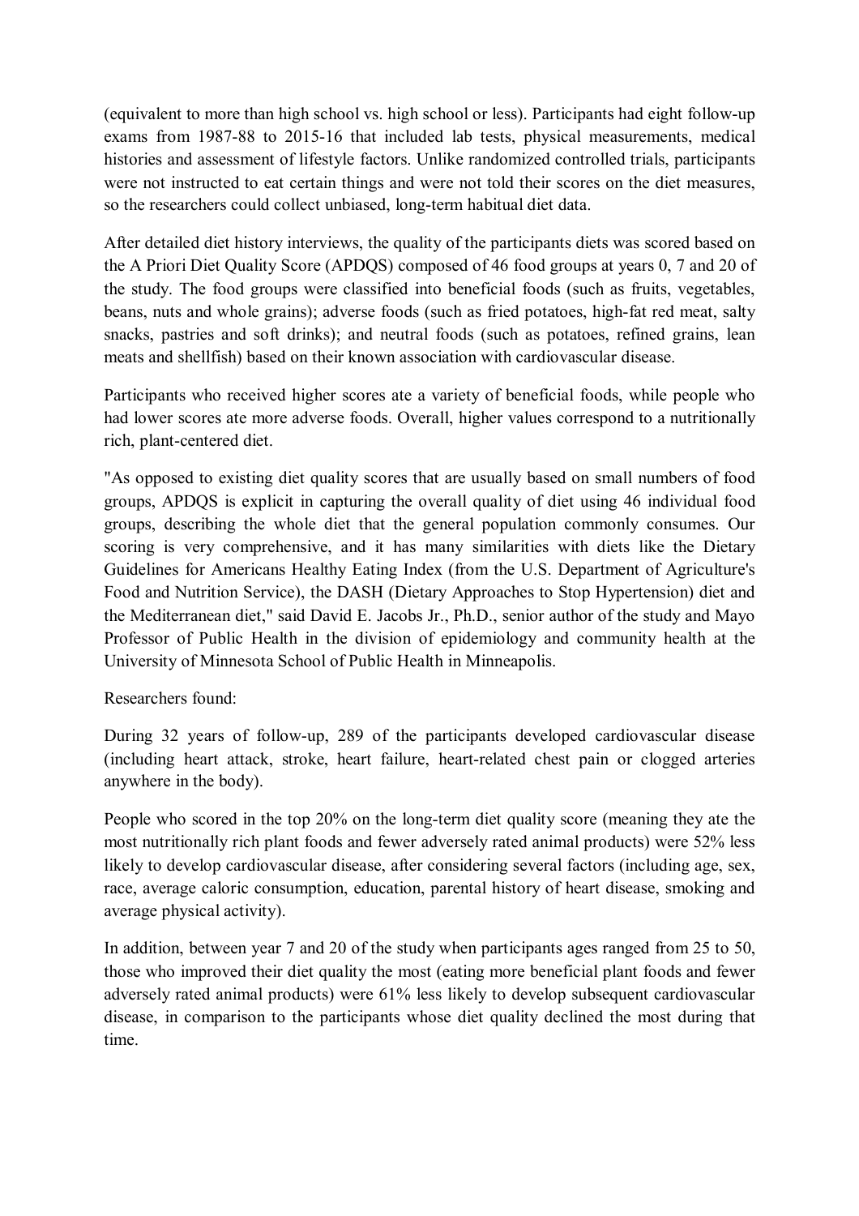(equivalent to more than high school vs. high school or less). Participants had eight follow-up exams from 1987-88 to 2015-16 that included lab tests, physical measurements, medical histories and assessment of lifestyle factors. Unlike randomized controlled trials, participants were not instructed to eat certain things and were not told their scores on the diet measures, so the researchers could collect unbiased, long-term habitual diet data.

After detailed diet history interviews, the quality of the participants diets was scored based on the A Priori Diet Quality Score (APDQS) composed of 46 food groups at years 0, 7 and 20 of the study. The food groups were classified into beneficial foods (such as fruits, vegetables, beans, nuts and whole grains); adverse foods (such as fried potatoes, high-fat red meat, salty snacks, pastries and soft drinks); and neutral foods (such as potatoes, refined grains, lean meats and shellfish) based on their known association with cardiovascular disease.

Participants who received higher scores ate a variety of beneficial foods, while people who had lower scores ate more adverse foods. Overall, higher values correspond to a nutritionally rich, plant-centered diet.

"As opposed to existing diet quality scores that are usually based on small numbers of food groups, APDQS is explicit in capturing the overall quality of diet using 46 individual food groups, describing the whole diet that the general population commonly consumes. Our scoring is very comprehensive, and it has many similarities with diets like the Dietary Guidelines for Americans Healthy Eating Index (from the U.S. Department of Agriculture's Food and Nutrition Service), the DASH (Dietary Approaches to Stop Hypertension) diet and the Mediterranean diet," said David E. Jacobs Jr., Ph.D., senior author of the study and Mayo Professor of Public Health in the division of epidemiology and community health at the University of Minnesota School of Public Health in Minneapolis.

Researchers found:

During 32 years of follow-up, 289 of the participants developed cardiovascular disease (including heart attack, stroke, heart failure, heart-related chest pain or clogged arteries anywhere in the body).

People who scored in the top 20% on the long-term diet quality score (meaning they ate the most nutritionally rich plant foods and fewer adversely rated animal products) were 52% less likely to develop cardiovascular disease, after considering several factors (including age, sex, race, average caloric consumption, education, parental history of heart disease, smoking and average physical activity).

In addition, between year 7 and 20 of the study when participants ages ranged from 25 to 50, those who improved their diet quality the most (eating more beneficial plant foods and fewer adversely rated animal products) were 61% less likely to develop subsequent cardiovascular disease, in comparison to the participants whose diet quality declined the most during that time.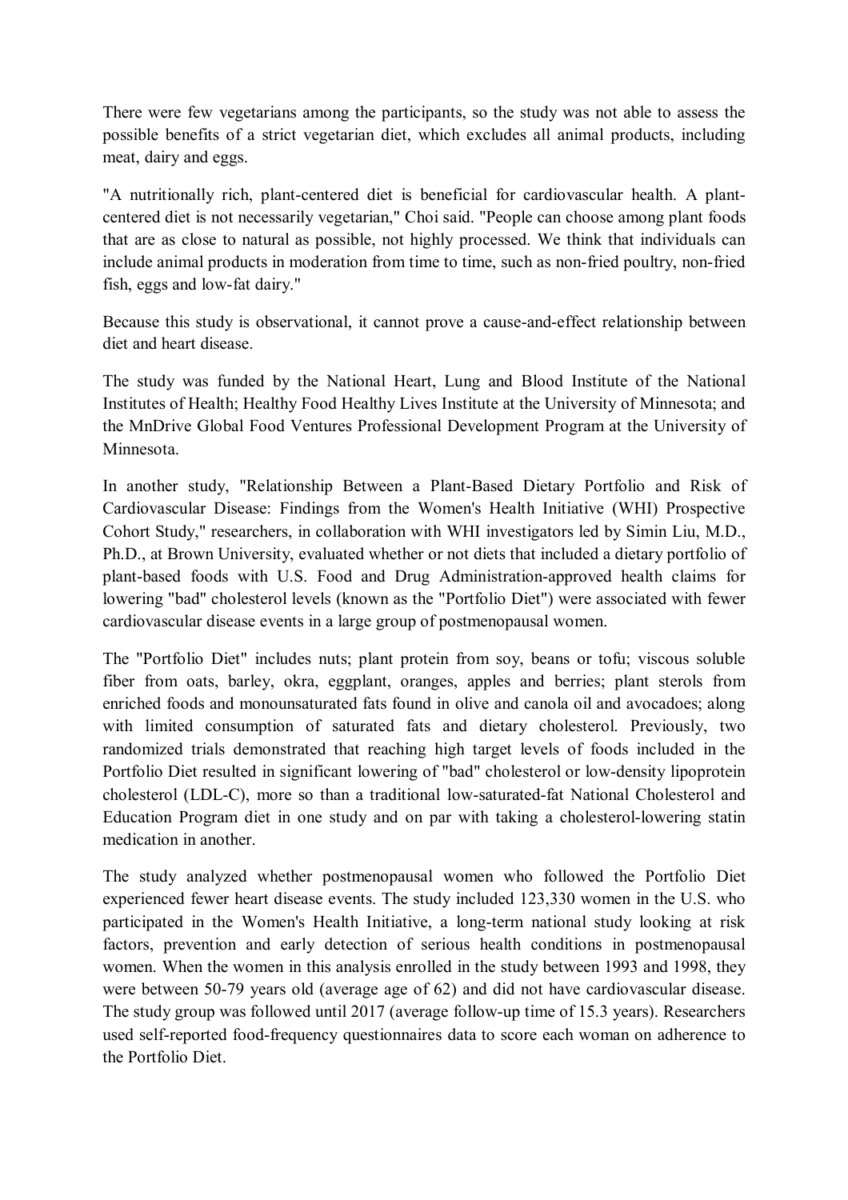There were few vegetarians among the participants, so the study was not able to assess the possible benefits of a strict vegetarian diet, which excludes all animal products, including meat, dairy and eggs.

"A nutritionally rich, plant-centered diet is beneficial for cardiovascular health. A plant-centered diet is not necessarily vegetarian," Choi said. "People can choose among plant foods that are as close to natural as possible, not highly processed. We think that individuals can include animal products in moderation from time to time, such as non-fried poultry, non-fried fish, eggs and low-fat dairy."

Because this study is observational, it cannot prove a cause-and-effect relationship between diet and heart disease.

The study was funded by the National Heart, Lung and Blood Institute of the National Institutes of Health; Healthy Food Healthy Lives Institute at the University of Minnesota; and the MnDrive Global Food Ventures Professional Development Program at the University of Minnesota.

In another study, "Relationship Between a Plant-Based Dietary Portfolio and Risk of Cardiovascular Disease: Findings from the Women's Health Initiative (WHI) Prospective Cohort Study," researchers, in collaboration with WHI investigators led by Simin Liu, M.D., Ph.D., at Brown University, evaluated whether or not diets that included a dietary portfolio of plant-based foods with U.S. Food and Drug Administration-approved health claims for lowering "bad" cholesterol levels (known as the "Portfolio Diet") were associated with fewer cardiovascular disease events in a large group of postmenopausal women.

The "Portfolio Diet" includes nuts; plant protein from soy, beans or tofu; viscous soluble fiber from oats, barley, okra, eggplant, oranges, apples and berries; plant sterols from enriched foods and monounsaturated fats found in olive and canola oil and avocadoes; along with limited consumption of saturated fats and dietary cholesterol. Previously, two randomized trials demonstrated that reaching high target levels of foods included in the Portfolio Diet resulted in significant lowering of "bad" cholesterol or low-density lipoprotein cholesterol (LDL-C), more so than a traditional low-saturated-fat National Cholesterol and Education Program diet in one study and on par with taking a cholesterol-lowering statin medication in another.

The study analyzed whether postmenopausal women who followed the Portfolio Diet experienced fewer heart disease events. The study included 123,330 women in the U.S. who participated in the Women's Health Initiative, a long-term national study looking at risk factors, prevention and early detection of serious health conditions in postmenopausal women. When the women in this analysis enrolled in the study between 1993 and 1998, they were between 50-79 years old (average age of 62) and did not have cardiovascular disease. The study group was followed until 2017 (average follow-up time of 15.3 years). Researchers used self-reported food-frequency questionnaires data to score each woman on adherence to the Portfolio Diet.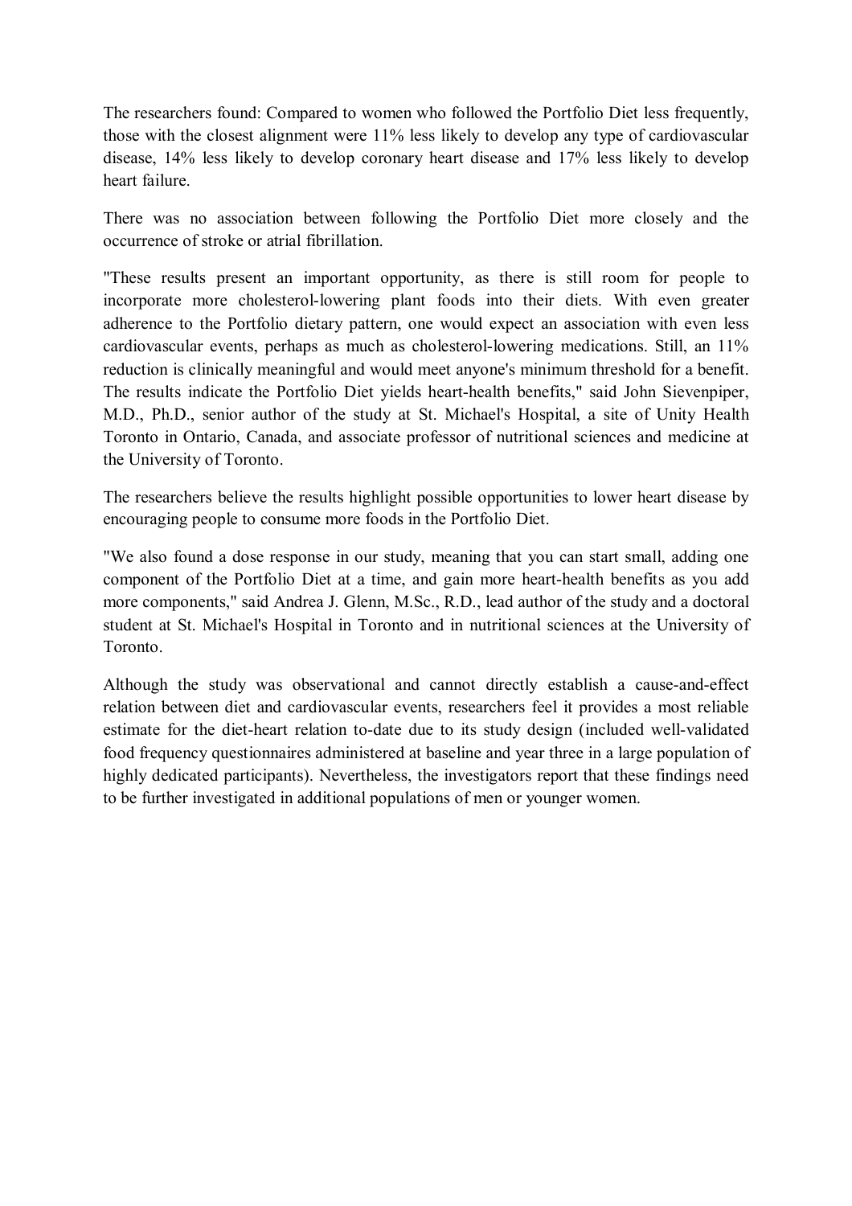The researchers found: Compared to women who followed the Portfolio Diet less frequently, those with the closest alignment were 11% less likely to develop any type of cardiovascular disease, 14% less likely to develop coronary heart disease and 17% less likely to develop heart failure.

There was no association between following the Portfolio Diet more closely and the occurrence of stroke or atrial fibrillation.

"These results present an important opportunity, as there is still room for people to incorporate more cholesterol-lowering plant foods into their diets. With even greater adherence to the Portfolio dietary pattern, one would expect an association with even less cardiovascular events, perhaps as much as cholesterol-lowering medications. Still, an 11% reduction is clinically meaningful and would meet anyone's minimum threshold for a benefit. The results indicate the Portfolio Diet yields heart-health benefits," said John Sievenpiper, M.D., Ph.D., senior author of the study at St. Michael's Hospital, a site of Unity Health Toronto in Ontario, Canada, and associate professor of nutritional sciences and medicine at the University of Toronto.

The researchers believe the results highlight possible opportunities to lower heart disease by encouraging people to consume more foods in the Portfolio Diet.

"We also found a dose response in our study, meaning that you can start small, adding one component of the Portfolio Diet at a time, and gain more heart-health benefits as you add more components," said Andrea J. Glenn, M.Sc., R.D., lead author of the study and a doctoral student at St. Michael's Hospital in Toronto and in nutritional sciences at the University of Toronto.

Although the study was observational and cannot directly establish a cause-and-effect relation between diet and cardiovascular events, researchers feel it provides a most reliable estimate for the diet-heart relation to-date due to its study design (included well-validated food frequency questionnaires administered at baseline and year three in a large population of highly dedicated participants). Nevertheless, the investigators report that these findings need to be further investigated in additional populations of men or younger women.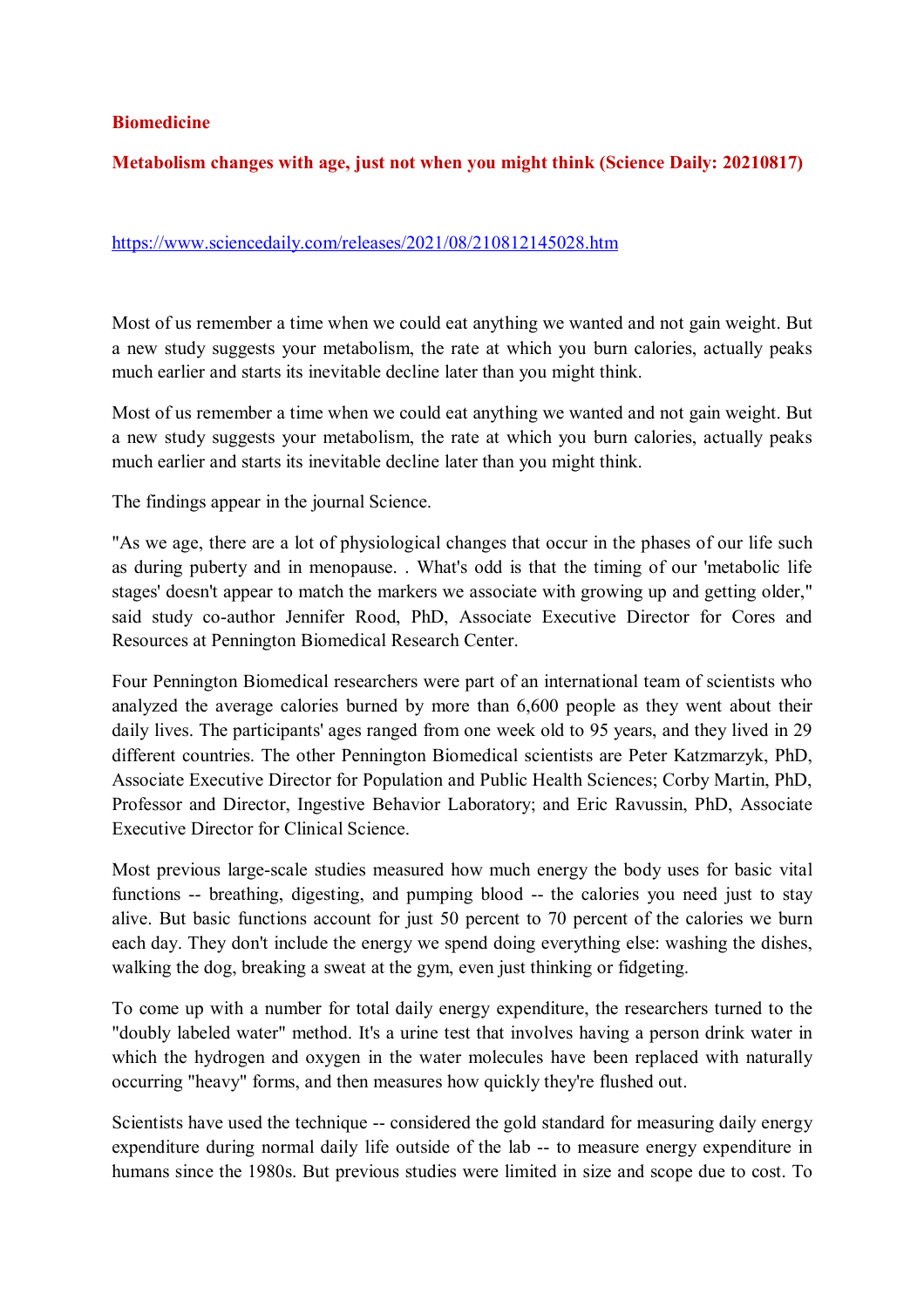**Biomedicine**

**Metabolism changes with age, just not when you might think (Science Daily: 20210817)**

https://www.sciencedaily.com/releases/2021/08/210812145028.htm

Most of us remember a time when we could eat anything we wanted and not gain weight. But a new study suggests your metabolism, the rate at which you burn calories, actually peaks much earlier and starts its inevitable decline later than you might think.

Most of us remember a time when we could eat anything we wanted and not gain weight. But a new study suggests your metabolism, the rate at which you burn calories, actually peaks much earlier and starts its inevitable decline later than you might think.

The findings appear in the journal Science.

"As we age, there are a lot of physiological changes that occur in the phases of our life such as during puberty and in menopause. . What's odd is that the timing of our 'metabolic life stages' doesn't appear to match the markers we associate with growing up and getting older," said study co-author Jennifer Rood, PhD, Associate Executive Director for Cores and Resources at Pennington Biomedical Research Center.

Four Pennington Biomedical researchers were part of an international team of scientists who analyzed the average calories burned by more than 6,600 people as they went about their daily lives. The participants' ages ranged from one week old to 95 years, and they lived in 29 different countries. The other Pennington Biomedical scientists are Peter Katzmarzyk, PhD, Associate Executive Director for Population and Public Health Sciences; Corby Martin, PhD, Professor and Director, Ingestive Behavior Laboratory; and Eric Ravussin, PhD, Associate Executive Director for Clinical Science.

Most previous large-scale studies measured how much energy the body uses for basic vital functions -- breathing, digesting, and pumping blood -- the calories you need just to stay alive. But basic functions account for just 50 percent to 70 percent of the calories we burn each day. They don't include the energy we spend doing everything else: washing the dishes, walking the dog, breaking a sweat at the gym, even just thinking or fidgeting.

To come up with a number for total daily energy expenditure, the researchers turned to the "doubly labeled water" method. It's a urine test that involves having a person drink water in which the hydrogen and oxygen in the water molecules have been replaced with naturally occurring "heavy" forms, and then measures how quickly they're flushed out.

Scientists have used the technique -- considered the gold standard for measuring daily energy expenditure during normal daily life outside of the lab -- to measure energy expenditure in humans since the 1980s. But previous studies were limited in size and scope due to cost. To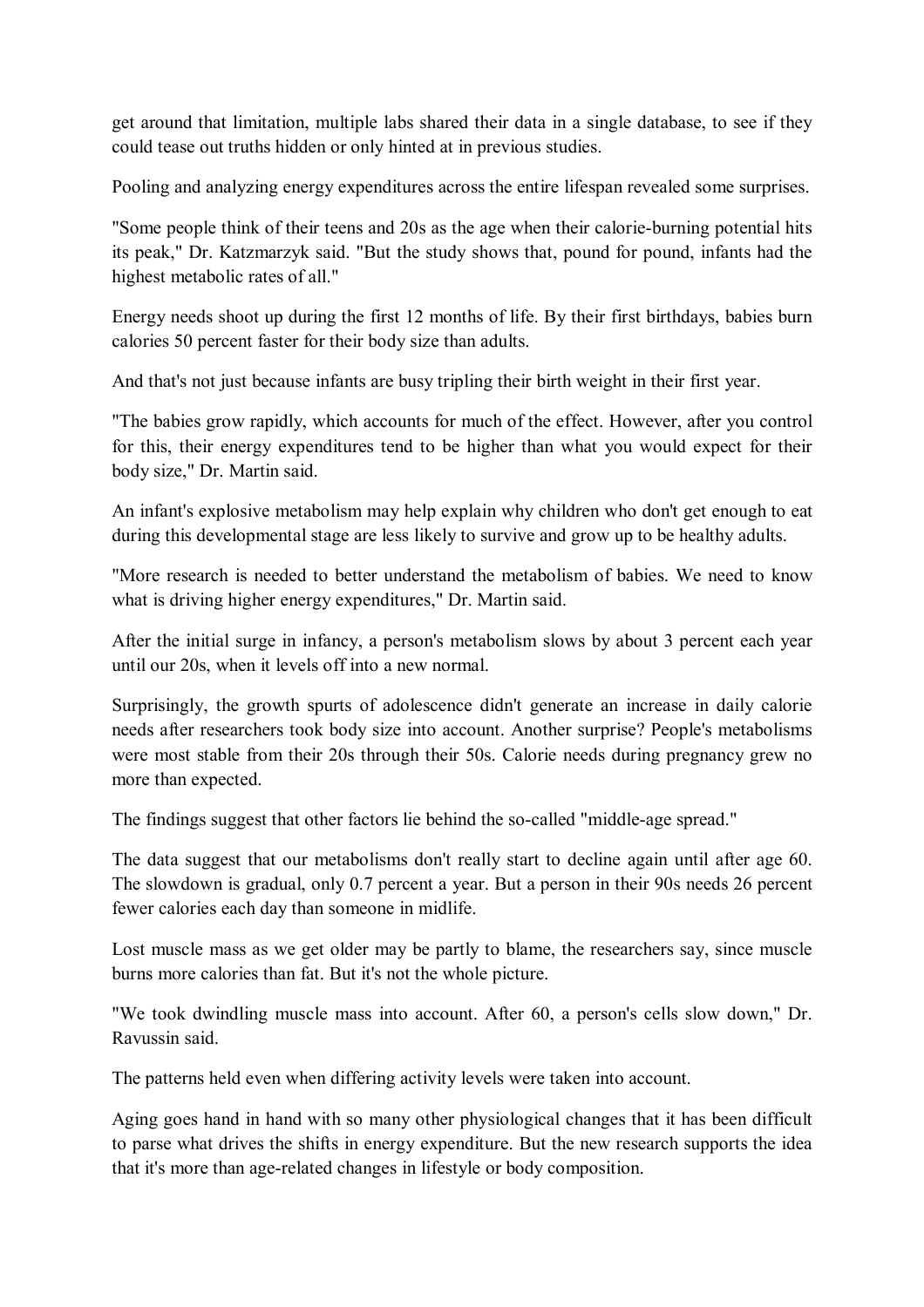get around that limitation, multiple labs shared their data in a single database, to see if they could tease out truths hidden or only hinted at in previous studies.

Pooling and analyzing energy expenditures across the entire lifespan revealed some surprises.

"Some people think of their teens and 20s as the age when their calorie-burning potential hits its peak," Dr. Katzmarzyk said. "But the study shows that, pound for pound, infants had the highest metabolic rates of all."

Energy needs shoot up during the first 12 months of life. By their first birthdays, babies burn calories 50 percent faster for their body size than adults.

And that's not just because infants are busy tripling their birth weight in their first year.

"The babies grow rapidly, which accounts for much of the effect. However, after you control for this, their energy expenditures tend to be higher than what you would expect for their body size," Dr. Martin said.

An infant's explosive metabolism may help explain why children who don't get enough to eat during this developmental stage are less likely to survive and grow up to be healthy adults.

"More research is needed to better understand the metabolism of babies. We need to know what is driving higher energy expenditures," Dr. Martin said.

After the initial surge in infancy, a person's metabolism slows by about 3 percent each year until our 20s, when it levels off into a new normal.

Surprisingly, the growth spurts of adolescence didn't generate an increase in daily calorie needs after researchers took body size into account. Another surprise? People's metabolisms were most stable from their 20s through their 50s. Calorie needs during pregnancy grew no more than expected.

The findings suggest that other factors lie behind the so-called "middle-age spread."

The data suggest that our metabolisms don't really start to decline again until after age 60. The slowdown is gradual, only 0.7 percent a year. But a person in their 90s needs 26 percent fewer calories each day than someone in midlife.

Lost muscle mass as we get older may be partly to blame, the researchers say, since muscle burns more calories than fat. But it's not the whole picture.

"We took dwindling muscle mass into account. After 60, a person's cells slow down," Dr. Ravussin said.

The patterns held even when differing activity levels were taken into account.

Aging goes hand in hand with so many other physiological changes that it has been difficult to parse what drives the shifts in energy expenditure. But the new research supports the idea that it's more than age-related changes in lifestyle or body composition.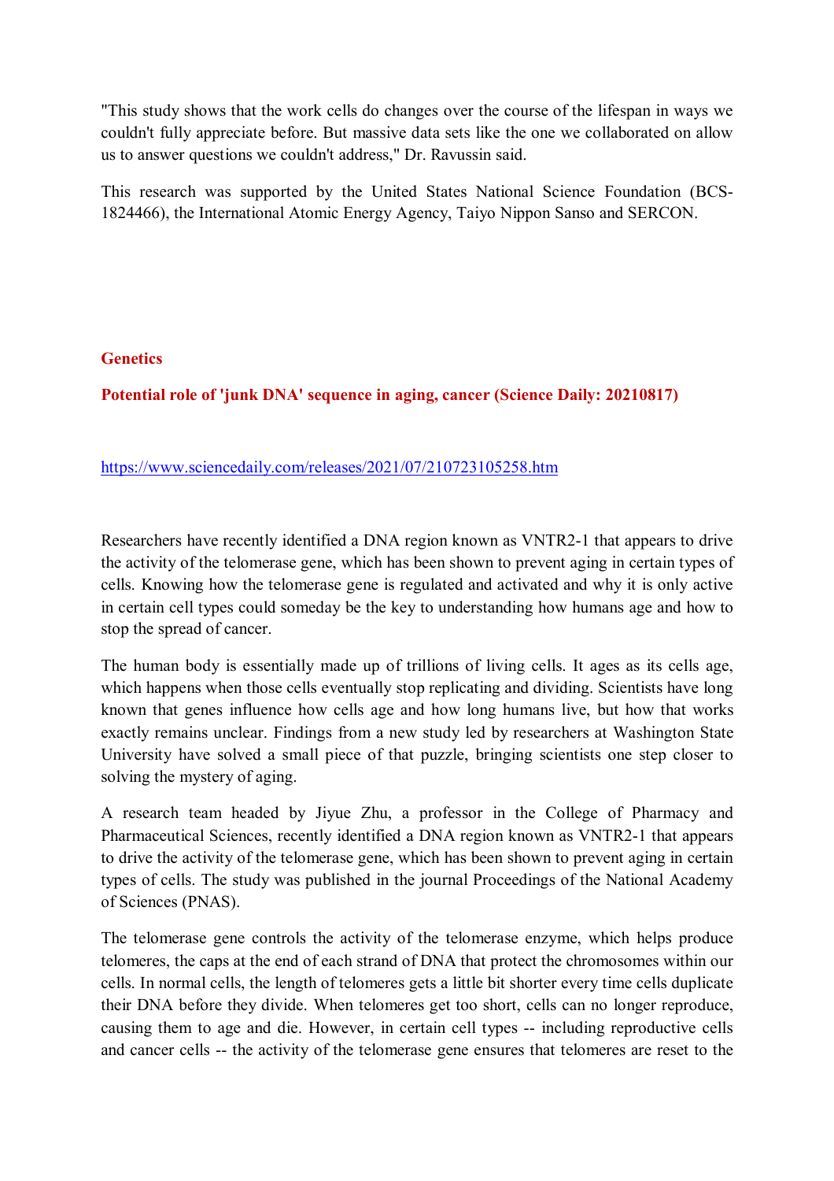"This study shows that the work cells do changes over the course of the lifespan in ways we couldn't fully appreciate before. But massive data sets like the one we collaborated on allow us to answer questions we couldn't address," Dr. Ravussin said.

This research was supported by the United States National Science Foundation (BCS-1824466), the International Atomic Energy Agency, Taiyo Nippon Sanso and SERCON.

## Genetics

### Potential role of 'junk DNA' sequence in aging, cancer (Science Daily: 20210817)

https://www.sciencedaily.com/releases/2021/07/210723105258.htm

Researchers have recently identified a DNA region known as VNTR2-1 that appears to drive the activity of the telomerase gene, which has been shown to prevent aging in certain types of cells. Knowing how the telomerase gene is regulated and activated and why it is only active in certain cell types could someday be the key to understanding how humans age and how to stop the spread of cancer.

The human body is essentially made up of trillions of living cells. It ages as its cells age, which happens when those cells eventually stop replicating and dividing. Scientists have long known that genes influence how cells age and how long humans live, but how that works exactly remains unclear. Findings from a new study led by researchers at Washington State University have solved a small piece of that puzzle, bringing scientists one step closer to solving the mystery of aging.

A research team headed by Jiyue Zhu, a professor in the College of Pharmacy and Pharmaceutical Sciences, recently identified a DNA region known as VNTR2-1 that appears to drive the activity of the telomerase gene, which has been shown to prevent aging in certain types of cells. The study was published in the journal Proceedings of the National Academy of Sciences (PNAS).

The telomerase gene controls the activity of the telomerase enzyme, which helps produce telomeres, the caps at the end of each strand of DNA that protect the chromosomes within our cells. In normal cells, the length of telomeres gets a little bit shorter every time cells duplicate their DNA before they divide. When telomeres get too short, cells can no longer reproduce, causing them to age and die. However, in certain cell types -- including reproductive cells and cancer cells -- the activity of the telomerase gene ensures that telomeres are reset to the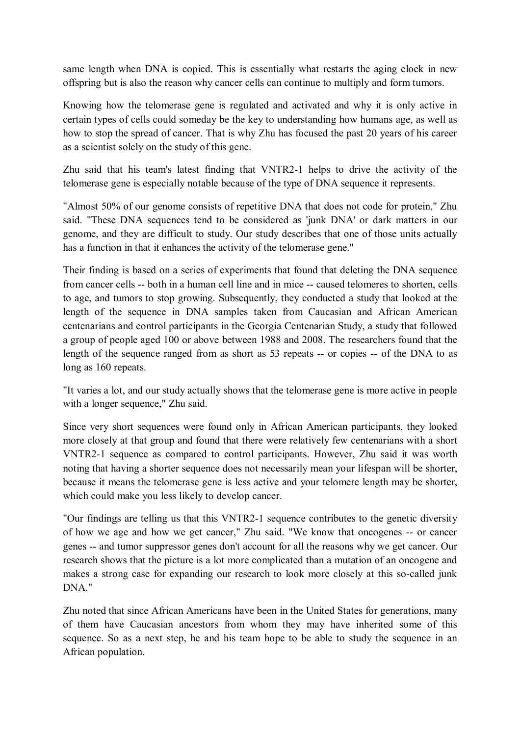same length when DNA is copied. This is essentially what restarts the aging clock in new offspring but is also the reason why cancer cells can continue to multiply and form tumors.

Knowing how the telomerase gene is regulated and activated and why it is only active in certain types of cells could someday be the key to understanding how humans age, as well as how to stop the spread of cancer. That is why Zhu has focused the past 20 years of his career as a scientist solely on the study of this gene.

Zhu said that his team's latest finding that VNTR2-1 helps to drive the activity of the telomerase gene is especially notable because of the type of DNA sequence it represents.

"Almost 50% of our genome consists of repetitive DNA that does not code for protein," Zhu said. "These DNA sequences tend to be considered as 'junk DNA' or dark matters in our genome, and they are difficult to study. Our study describes that one of those units actually has a function in that it enhances the activity of the telomerase gene."

Their finding is based on a series of experiments that found that deleting the DNA sequence from cancer cells -- both in a human cell line and in mice -- caused telomeres to shorten, cells to age, and tumors to stop growing. Subsequently, they conducted a study that looked at the length of the sequence in DNA samples taken from Caucasian and African American centenarians and control participants in the Georgia Centenarian Study, a study that followed a group of people aged 100 or above between 1988 and 2008. The researchers found that the length of the sequence ranged from as short as 53 repeats -- or copies -- of the DNA to as long as 160 repeats.

"It varies a lot, and our study actually shows that the telomerase gene is more active in people with a longer sequence," Zhu said.

Since very short sequences were found only in African American participants, they looked more closely at that group and found that there were relatively few centenarians with a short VNTR2-1 sequence as compared to control participants. However, Zhu said it was worth noting that having a shorter sequence does not necessarily mean your lifespan will be shorter, because it means the telomerase gene is less active and your telomere length may be shorter, which could make you less likely to develop cancer.

"Our findings are telling us that this VNTR2-1 sequence contributes to the genetic diversity of how we age and how we get cancer," Zhu said. "We know that oncogenes -- or cancer genes -- and tumor suppressor genes don't account for all the reasons why we get cancer. Our research shows that the picture is a lot more complicated than a mutation of an oncogene and makes a strong case for expanding our research to look more closely at this so-called junk DNA."

Zhu noted that since African Americans have been in the United States for generations, many of them have Caucasian ancestors from whom they may have inherited some of this sequence. So as a next step, he and his team hope to be able to study the sequence in an African population.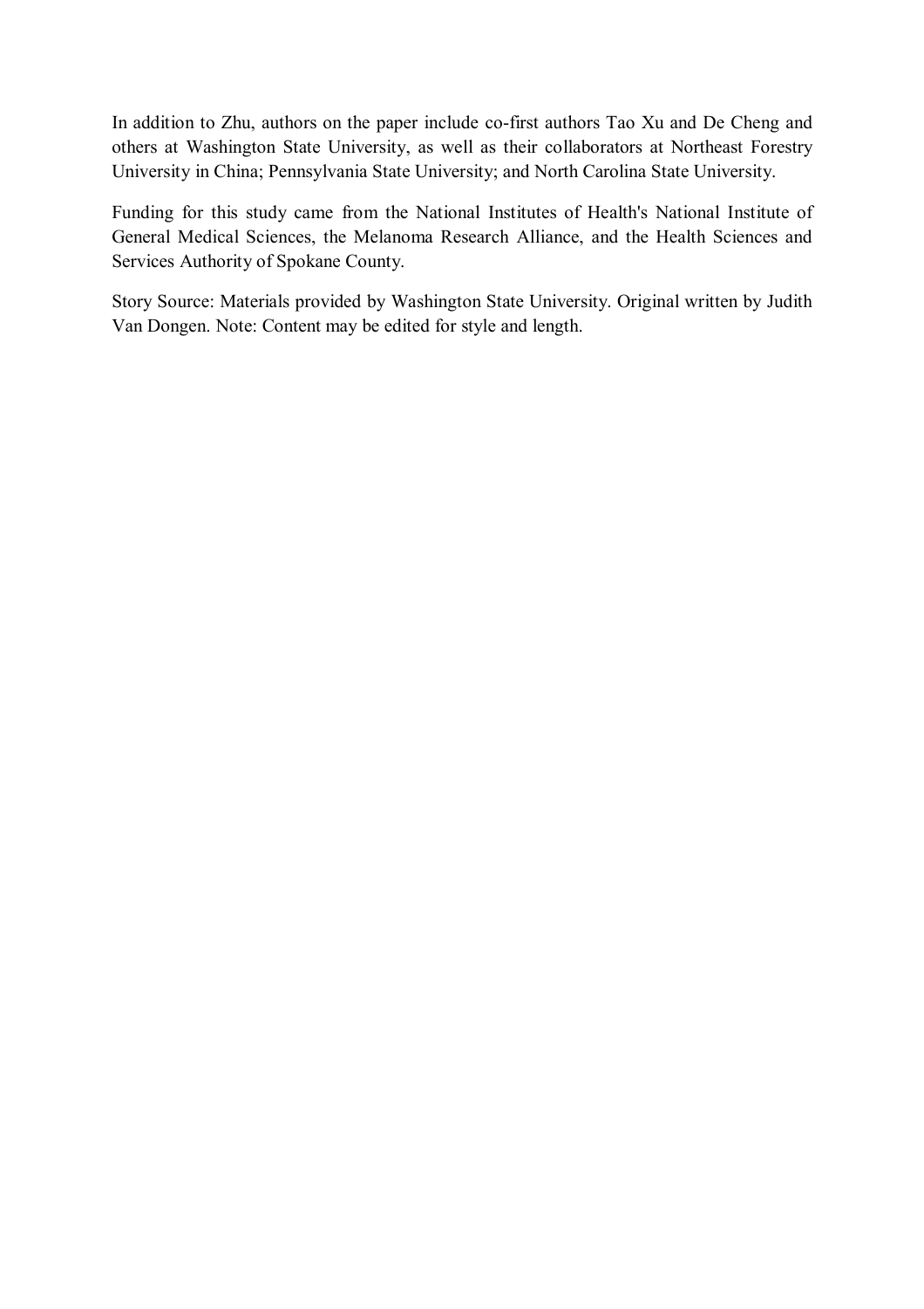In addition to Zhu, authors on the paper include co-first authors Tao Xu and De Cheng and others at Washington State University, as well as their collaborators at Northeast Forestry University in China; Pennsylvania State University; and North Carolina State University.

Funding for this study came from the National Institutes of Health's National Institute of General Medical Sciences, the Melanoma Research Alliance, and the Health Sciences and Services Authority of Spokane County.

Story Source: Materials provided by Washington State University. Original written by Judith Van Dongen. Note: Content may be edited for style and length.